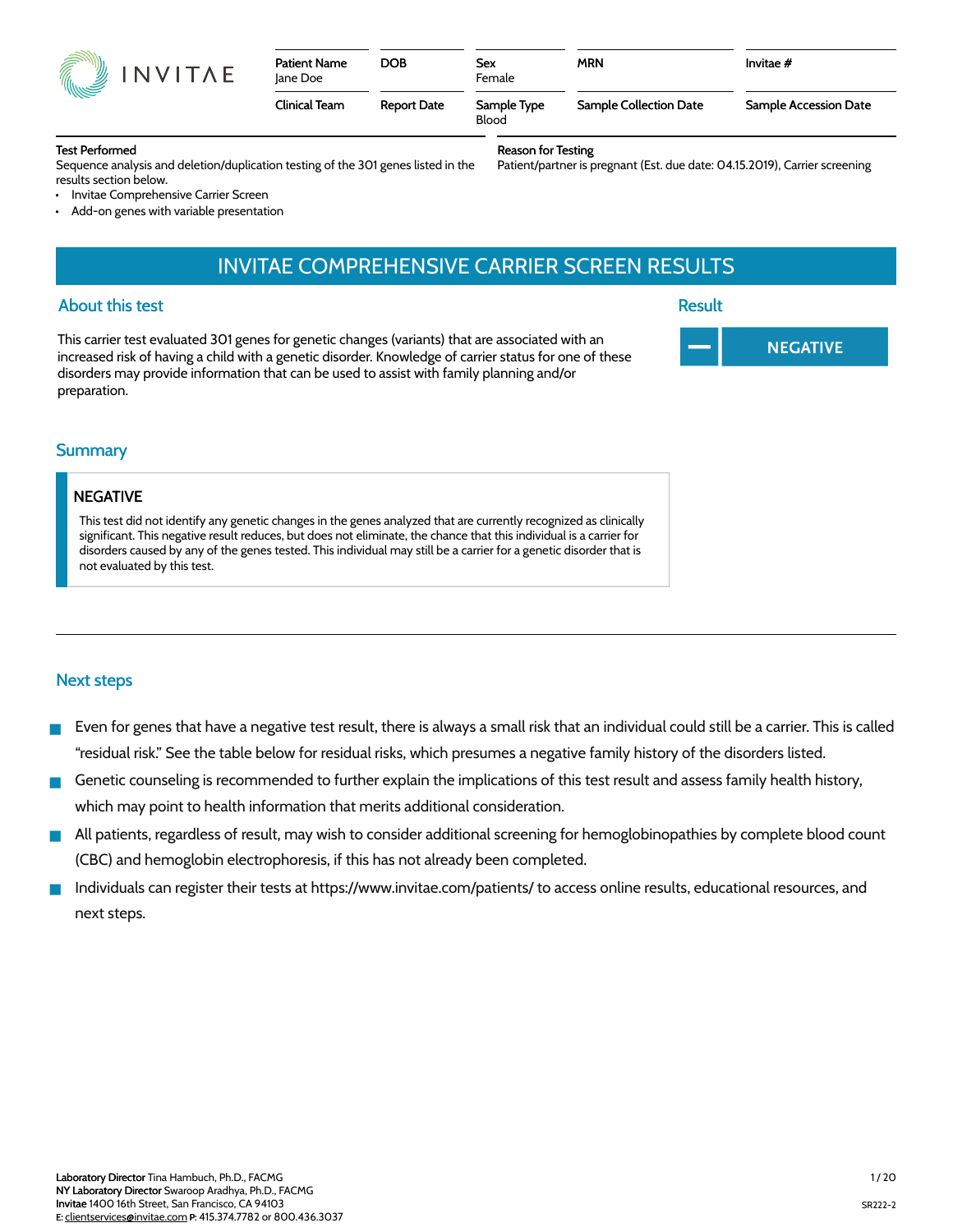| Patient Name | DOB | Sex | MRN | Invitae # |
| --- | --- | --- | --- | --- |
| Jane Doe | | Female | | |
| **Clinical Team** | **Report Date** | **Sample Type** | **Sample Collection Date** | **Sample Accession Date** |
| | | Blood | | |

**Test Performed**

Sequence analysis and deletion/duplication testing of the 301 genes listed in the results section below.

- Invitae Comprehensive Carrier Screen
- Add-on genes with variable presentation

**Reason for Testing**

Patient/partner is pregnant (Est. due date: 04.15.2019), Carrier screening

# INVITAE COMPREHENSIVE CARRIER SCREEN RESULTS

## About this test

This carrier test evaluated 301 genes for genetic changes (variants) that are associated with an increased risk of having a child with a genetic disorder. Knowledge of carrier status for one of these disorders may provide information that can be used to assist with family planning and/or preparation.

## Result

**— NEGATIVE**

## Summary

**NEGATIVE**

This test did not identify any genetic changes in the genes analyzed that are currently recognized as clinically significant. This negative result reduces, but does not eliminate, the chance that this individual is a carrier for disorders caused by any of the genes tested. This individual may still be a carrier for a genetic disorder that is not evaluated by this test.

## Next steps

- Even for genes that have a negative test result, there is always a small risk that an individual could still be a carrier. This is called "residual risk." See the table below for residual risks, which presumes a negative family history of the disorders listed.
- Genetic counseling is recommended to further explain the implications of this test result and assess family health history, which may point to health information that merits additional consideration.
- All patients, regardless of result, may wish to consider additional screening for hemoglobinopathies by complete blood count (CBC) and hemoglobin electrophoresis, if this has not already been completed.
- Individuals can register their tests at https://www.invitae.com/patients/ to access online results, educational resources, and next steps.

**Laboratory Director** Tina Hambuch, Ph.D., FACMG
**NY Laboratory Director** Swaroop Aradhya, Ph.D., FACMG
**Invitae** 1400 16th Street, San Francisco, CA 94103
E: clientservices@invitae.com P: 415.374.7782 or 800.436.3037

SR222-2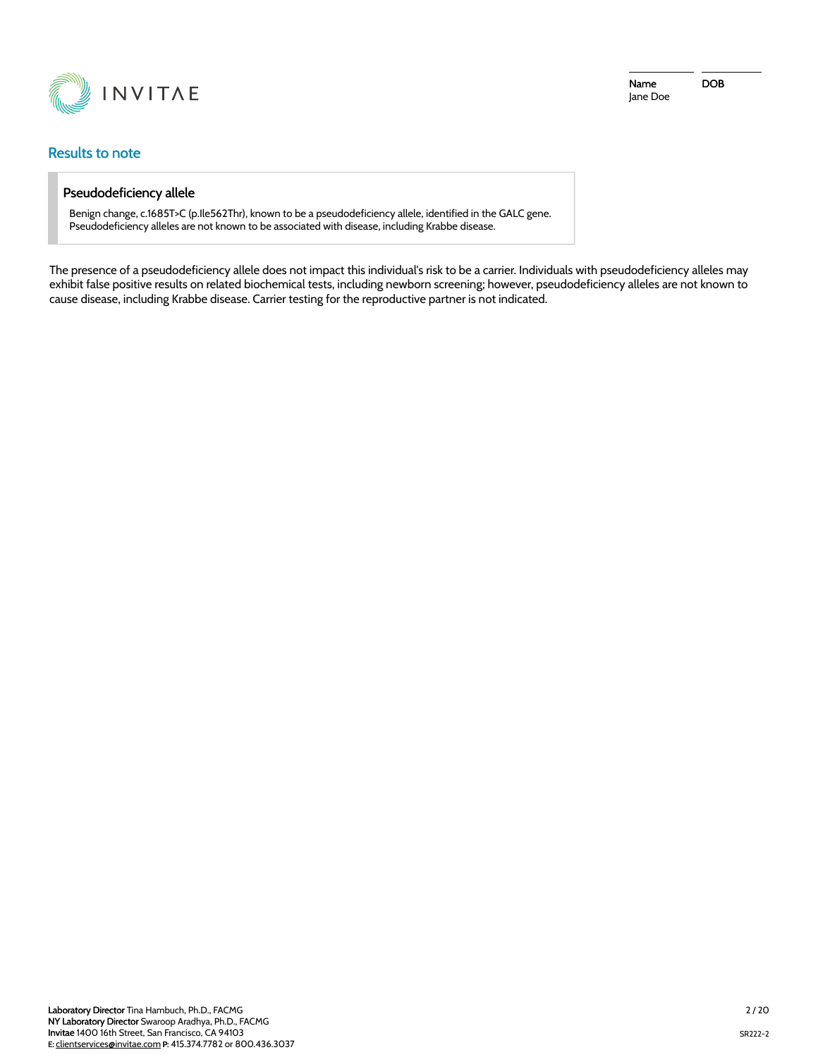| Name | DOB |
| --- | --- |
| Jane Doe | |

## Results to note

### Pseudodeficiency allele

Benign change, c.1685T>C (p.Ile562Thr), known to be a pseudodeficiency allele, identified in the GALC gene. Pseudodeficiency alleles are not known to be associated with disease, including Krabbe disease.

The presence of a pseudodeficiency allele does not impact this individual's risk to be a carrier. Individuals with pseudodeficiency alleles may exhibit false positive results on related biochemical tests, including newborn screening; however, pseudodeficiency alleles are not known to cause disease, including Krabbe disease. Carrier testing for the reproductive partner is not indicated.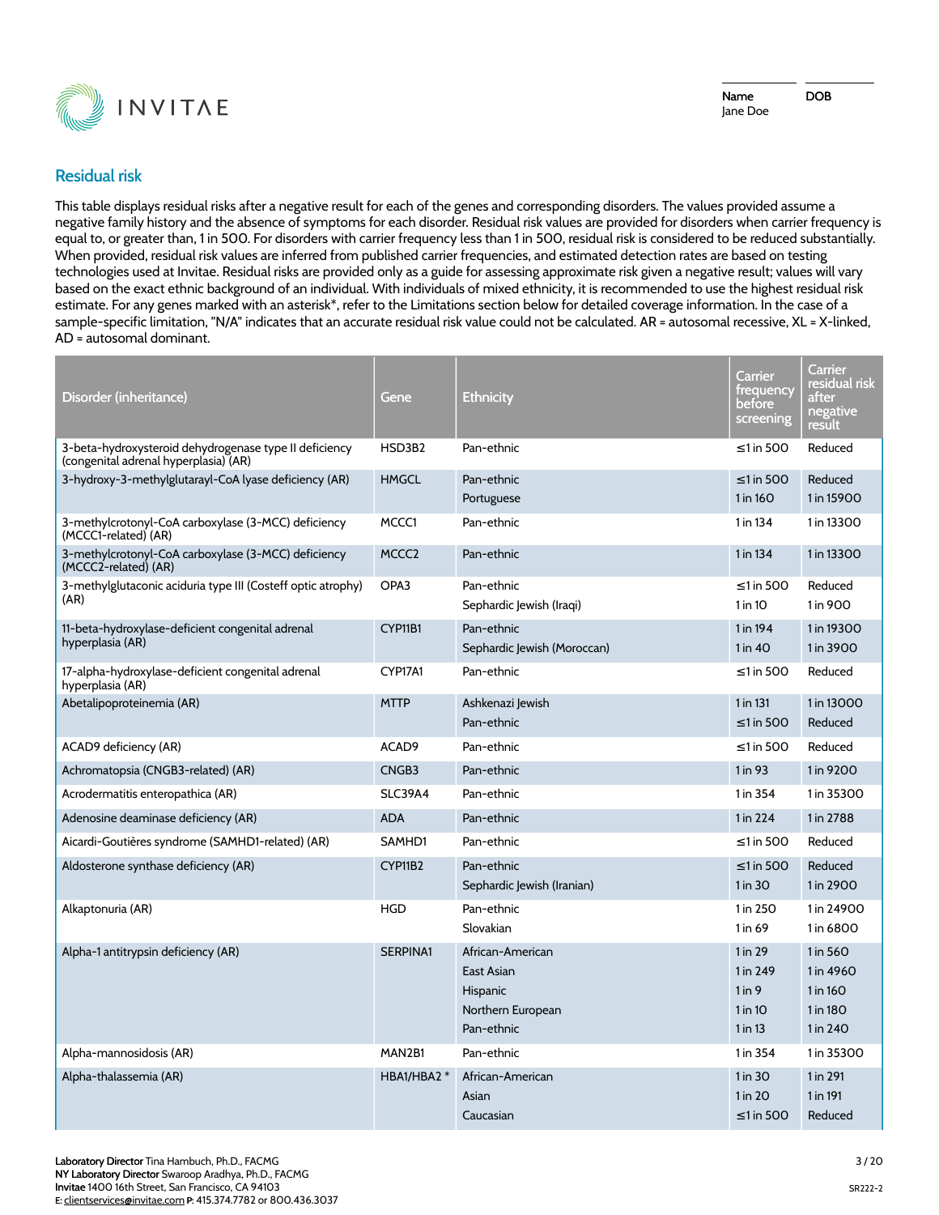Name: Jane Doe
DOB

## Residual risk

This table displays residual risks after a negative result for each of the genes and corresponding disorders. The values provided assume a negative family history and the absence of symptoms for each disorder. Residual risk values are provided for disorders when carrier frequency is equal to, or greater than, 1 in 500. For disorders with carrier frequency less than 1 in 500, residual risk is considered to be reduced substantially. When provided, residual risk values are inferred from published carrier frequencies, and estimated detection rates are based on testing technologies used at Invitae. Residual risks are provided only as a guide for assessing approximate risk given a negative result; values will vary based on the exact ethnic background of an individual. With individuals of mixed ethnicity, it is recommended to use the highest residual risk estimate. For any genes marked with an asterisk*, refer to the Limitations section below for detailed coverage information. In the case of a sample-specific limitation, "N/A" indicates that an accurate residual risk value could not be calculated. AR = autosomal recessive, XL = X-linked, AD = autosomal dominant.

| Disorder (inheritance) | Gene | Ethnicity | Carrier frequency before screening | Carrier residual risk after negative result |
|---|---|---|---|---|
| 3-beta-hydroxysteroid dehydrogenase type II deficiency (congenital adrenal hyperplasia) (AR) | HSD3B2 | Pan-ethnic | ≤1 in 500 | Reduced |
| 3-hydroxy-3-methylglutaryl-CoA lyase deficiency (AR) | HMGCL | Pan-ethnic | ≤1 in 500 | Reduced |
| | | Portuguese | 1 in 160 | 1 in 15900 |
| 3-methylcrotonyl-CoA carboxylase (3-MCC) deficiency (MCCC1-related) (AR) | MCCC1 | Pan-ethnic | 1 in 134 | 1 in 13300 |
| 3-methylcrotonyl-CoA carboxylase (3-MCC) deficiency (MCCC2-related) (AR) | MCCC2 | Pan-ethnic | 1 in 134 | 1 in 13300 |
| 3-methylglutaconic aciduria type III (Costeff optic atrophy) (AR) | OPA3 | Pan-ethnic | ≤1 in 500 | Reduced |
| | | Sephardic Jewish (Iraqi) | 1 in 10 | 1 in 900 |
| 11-beta-hydroxylase-deficient congenital adrenal hyperplasia (AR) | CYP11B1 | Pan-ethnic | 1 in 194 | 1 in 19300 |
| | | Sephardic Jewish (Moroccan) | 1 in 40 | 1 in 3900 |
| 17-alpha-hydroxylase-deficient congenital adrenal hyperplasia (AR) | CYP17A1 | Pan-ethnic | ≤1 in 500 | Reduced |
| Abetalipoproteinemia (AR) | MTTP | Ashkenazi Jewish | 1 in 131 | 1 in 13000 |
| | | Pan-ethnic | ≤1 in 500 | Reduced |
| ACAD9 deficiency (AR) | ACAD9 | Pan-ethnic | ≤1 in 500 | Reduced |
| Achromatopsia (CNGB3-related) (AR) | CNGB3 | Pan-ethnic | 1 in 93 | 1 in 9200 |
| Acrodermatitis enteropathica (AR) | SLC39A4 | Pan-ethnic | 1 in 354 | 1 in 35300 |
| Adenosine deaminase deficiency (AR) | ADA | Pan-ethnic | 1 in 224 | 1 in 2788 |
| Aicardi-Goutières syndrome (SAMHD1-related) (AR) | SAMHD1 | Pan-ethnic | ≤1 in 500 | Reduced |
| Aldosterone synthase deficiency (AR) | CYP11B2 | Pan-ethnic | ≤1 in 500 | Reduced |
| | | Sephardic Jewish (Iranian) | 1 in 30 | 1 in 2900 |
| Alkaptonuria (AR) | HGD | Pan-ethnic | 1 in 250 | 1 in 24900 |
| | | Slovakian | 1 in 69 | 1 in 6800 |
| Alpha-1 antitrypsin deficiency (AR) | SERPINA1 | African-American | 1 in 29 | 1 in 560 |
| | | East Asian | 1 in 249 | 1 in 4960 |
| | | Hispanic | 1 in 9 | 1 in 160 |
| | | Northern European | 1 in 10 | 1 in 180 |
| | | Pan-ethnic | 1 in 13 | 1 in 240 |
| Alpha-mannosidosis (AR) | MAN2B1 | Pan-ethnic | 1 in 354 | 1 in 35300 |
| Alpha-thalassemia (AR) | HBA1/HBA2 * | African-American | 1 in 30 | 1 in 291 |
| | | Asian | 1 in 20 | 1 in 191 |
| | | Caucasian | ≤1 in 500 | Reduced |

**Laboratory Director** Tina Hambuch, Ph.D., FACMG
**NY Laboratory Director** Swaroop Aradhya, Ph.D., FACMG
**Invitae** 1400 16th Street, San Francisco, CA 94103
E: clientservices@invitae.com P: 415.374.7782 or 800.436.3037

SR222-2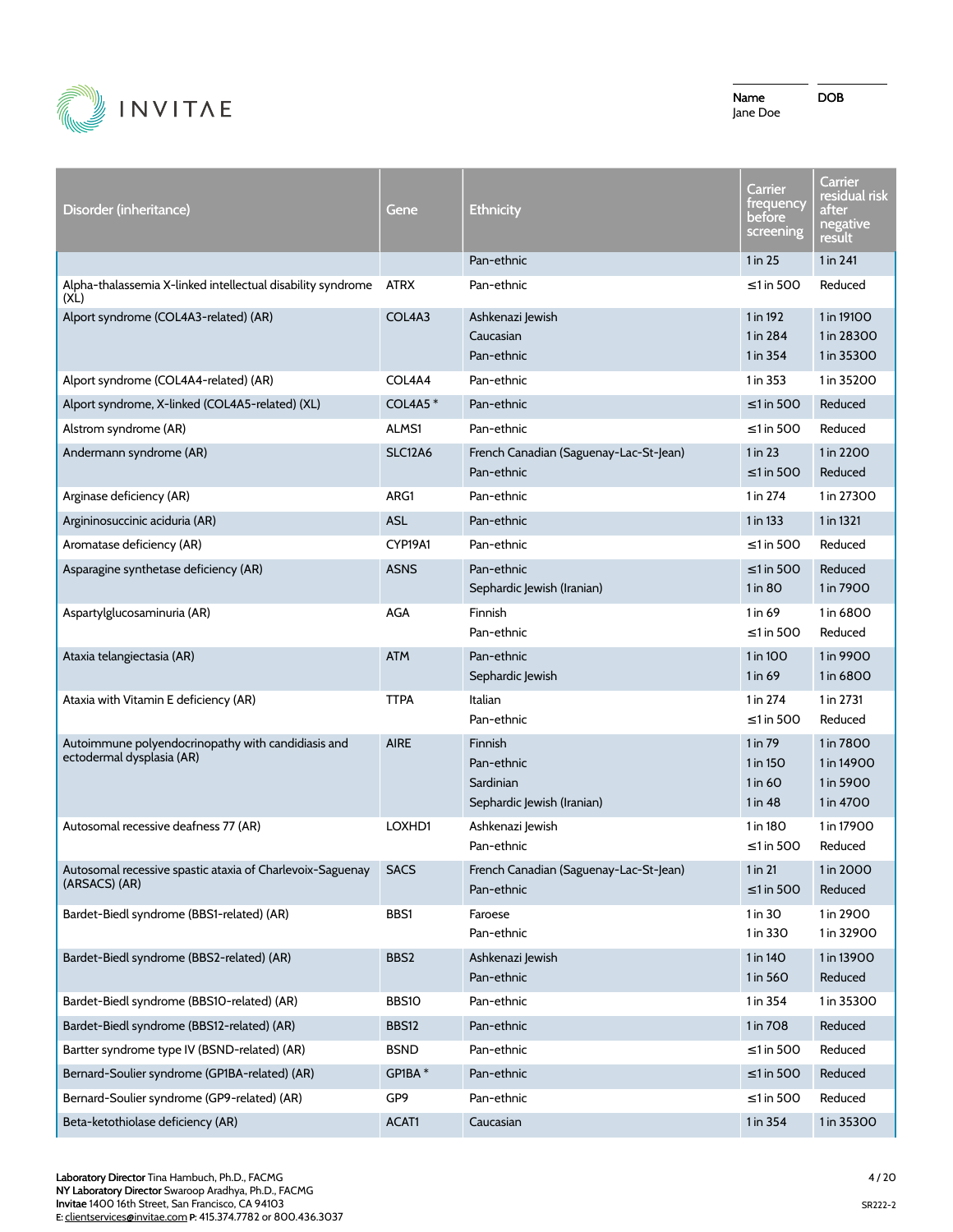Name: Jane Doe
DOB:

| Disorder (inheritance) | Gene | Ethnicity | Carrier frequency before screening | Carrier residual risk after negative result |
|---|---|---|---|---|
| | | Pan-ethnic | 1 in 25 | 1 in 241 |
| Alpha-thalassemia X-linked intellectual disability syndrome (XL) | ATRX | Pan-ethnic | ≤1 in 500 | Reduced |
| Alport syndrome (COL4A3-related) (AR) | COL4A3 | Ashkenazi Jewish | 1 in 192 | 1 in 19100 |
| | | Caucasian | 1 in 284 | 1 in 28300 |
| | | Pan-ethnic | 1 in 354 | 1 in 35300 |
| Alport syndrome (COL4A4-related) (AR) | COL4A4 | Pan-ethnic | 1 in 353 | 1 in 35200 |
| Alport syndrome, X-linked (COL4A5-related) (XL) | COL4A5 * | Pan-ethnic | ≤1 in 500 | Reduced |
| Alstrom syndrome (AR) | ALMS1 | Pan-ethnic | ≤1 in 500 | Reduced |
| Andermann syndrome (AR) | SLC12A6 | French Canadian (Saguenay-Lac-St-Jean) | 1 in 23 | 1 in 2200 |
| | | Pan-ethnic | ≤1 in 500 | Reduced |
| Arginase deficiency (AR) | ARG1 | Pan-ethnic | 1 in 274 | 1 in 27300 |
| Argininosuccinic aciduria (AR) | ASL | Pan-ethnic | 1 in 133 | 1 in 1321 |
| Aromatase deficiency (AR) | CYP19A1 | Pan-ethnic | ≤1 in 500 | Reduced |
| Asparagine synthetase deficiency (AR) | ASNS | Pan-ethnic | ≤1 in 500 | Reduced |
| | | Sephardic Jewish (Iranian) | 1 in 80 | 1 in 7900 |
| Aspartylglucosaminuria (AR) | AGA | Finnish | 1 in 69 | 1 in 6800 |
| | | Pan-ethnic | ≤1 in 500 | Reduced |
| Ataxia telangiectasia (AR) | ATM | Pan-ethnic | 1 in 100 | 1 in 9900 |
| | | Sephardic Jewish | 1 in 69 | 1 in 6800 |
| Ataxia with Vitamin E deficiency (AR) | TTPA | Italian | 1 in 274 | 1 in 2731 |
| | | Pan-ethnic | ≤1 in 500 | Reduced |
| Autoimmune polyendocrinopathy with candidiasis and ectodermal dysplasia (AR) | AIRE | Finnish | 1 in 79 | 1 in 7800 |
| | | Pan-ethnic | 1 in 150 | 1 in 14900 |
| | | Sardinian | 1 in 60 | 1 in 5900 |
| | | Sephardic Jewish (Iranian) | 1 in 48 | 1 in 4700 |
| Autosomal recessive deafness 77 (AR) | LOXHD1 | Ashkenazi Jewish | 1 in 180 | 1 in 17900 |
| | | Pan-ethnic | ≤1 in 500 | Reduced |
| Autosomal recessive spastic ataxia of Charlevoix-Saguenay (ARSACS) (AR) | SACS | French Canadian (Saguenay-Lac-St-Jean) | 1 in 21 | 1 in 2000 |
| | | Pan-ethnic | ≤1 in 500 | Reduced |
| Bardet-Biedl syndrome (BBS1-related) (AR) | BBS1 | Faroese | 1 in 30 | 1 in 2900 |
| | | Pan-ethnic | 1 in 330 | 1 in 32900 |
| Bardet-Biedl syndrome (BBS2-related) (AR) | BBS2 | Ashkenazi Jewish | 1 in 140 | 1 in 13900 |
| | | Pan-ethnic | 1 in 560 | Reduced |
| Bardet-Biedl syndrome (BBS10-related) (AR) | BBS10 | Pan-ethnic | 1 in 354 | 1 in 35300 |
| Bardet-Biedl syndrome (BBS12-related) (AR) | BBS12 | Pan-ethnic | 1 in 708 | Reduced |
| Bartter syndrome type IV (BSND-related) (AR) | BSND | Pan-ethnic | ≤1 in 500 | Reduced |
| Bernard-Soulier syndrome (GP1BA-related) (AR) | GP1BA * | Pan-ethnic | ≤1 in 500 | Reduced |
| Bernard-Soulier syndrome (GP9-related) (AR) | GP9 | Pan-ethnic | ≤1 in 500 | Reduced |
| Beta-ketothiolase deficiency (AR) | ACAT1 | Caucasian | 1 in 354 | 1 in 35300 |

**Laboratory Director** Tina Hambuch, Ph.D., FACMG
**NY Laboratory Director** Swaroop Aradhya, Ph.D., FACMG
**Invitae** 1400 16th Street, San Francisco, CA 94103
E: clientservices@invitae.com **P:** 415.374.7782 or 800.436.3037

SR222-2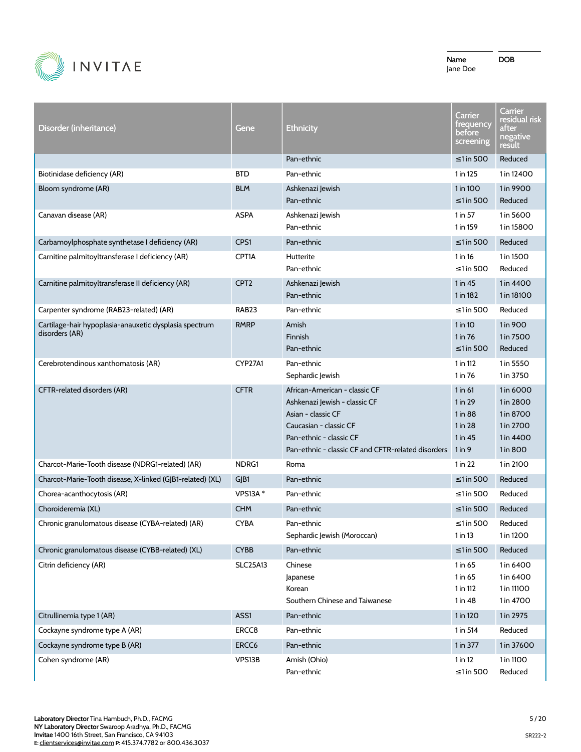Name Jane Doe | DOB

| Disorder (inheritance) | Gene | Ethnicity | Carrier frequency before screening | Carrier residual risk after negative result |
|---|---|---|---|---|
| | | Pan-ethnic | ≤1 in 500 | Reduced |
| Biotinidase deficiency (AR) | BTD | Pan-ethnic | 1 in 125 | 1 in 12400 |
| Bloom syndrome (AR) | BLM | Ashkenazi Jewish | 1 in 100 | 1 in 9900 |
| | | Pan-ethnic | ≤1 in 500 | Reduced |
| Canavan disease (AR) | ASPA | Ashkenazi Jewish | 1 in 57 | 1 in 5600 |
| | | Pan-ethnic | 1 in 159 | 1 in 15800 |
| Carbamoylphosphate synthetase I deficiency (AR) | CPS1 | Pan-ethnic | ≤1 in 500 | Reduced |
| Carnitine palmitoyltransferase I deficiency (AR) | CPT1A | Hutterite | 1 in 16 | 1 in 1500 |
| | | Pan-ethnic | ≤1 in 500 | Reduced |
| Carnitine palmitoyltransferase II deficiency (AR) | CPT2 | Ashkenazi Jewish | 1 in 45 | 1 in 4400 |
| | | Pan-ethnic | 1 in 182 | 1 in 18100 |
| Carpenter syndrome (RAB23-related) (AR) | RAB23 | Pan-ethnic | ≤1 in 500 | Reduced |
| Cartilage-hair hypoplasia-anauxetic dysplasia spectrum disorders (AR) | RMRP | Amish | 1 in 10 | 1 in 900 |
| | | Finnish | 1 in 76 | 1 in 7500 |
| | | Pan-ethnic | ≤1 in 500 | Reduced |
| Cerebrotendinous xanthomatosis (AR) | CYP27A1 | Pan-ethnic | 1 in 112 | 1 in 5550 |
| | | Sephardic Jewish | 1 in 76 | 1 in 3750 |
| CFTR-related disorders (AR) | CFTR | African-American - classic CF | 1 in 61 | 1 in 6000 |
| | | Ashkenazi Jewish - classic CF | 1 in 29 | 1 in 2800 |
| | | Asian - classic CF | 1 in 88 | 1 in 8700 |
| | | Caucasian - classic CF | 1 in 28 | 1 in 2700 |
| | | Pan-ethnic - classic CF | 1 in 45 | 1 in 4400 |
| | | Pan-ethnic - classic CF and CFTR-related disorders | 1 in 9 | 1 in 800 |
| Charcot-Marie-Tooth disease (NDRG1-related) (AR) | NDRG1 | Roma | 1 in 22 | 1 in 2100 |
| Charcot-Marie-Tooth disease, X-linked (GJB1-related) (XL) | GJB1 | Pan-ethnic | ≤1 in 500 | Reduced |
| Chorea-acanthocytosis (AR) | VPS13A * | Pan-ethnic | ≤1 in 500 | Reduced |
| Choroideremia (XL) | CHM | Pan-ethnic | ≤1 in 500 | Reduced |
| Chronic granulomatous disease (CYBA-related) (AR) | CYBA | Pan-ethnic | ≤1 in 500 | Reduced |
| | | Sephardic Jewish (Moroccan) | 1 in 13 | 1 in 1200 |
| Chronic granulomatous disease (CYBB-related) (XL) | CYBB | Pan-ethnic | ≤1 in 500 | Reduced |
| Citrin deficiency (AR) | SLC25A13 | Chinese | 1 in 65 | 1 in 6400 |
| | | Japanese | 1 in 65 | 1 in 6400 |
| | | Korean | 1 in 112 | 1 in 11100 |
| | | Southern Chinese and Taiwanese | 1 in 48 | 1 in 4700 |
| Citrullinemia type 1 (AR) | ASS1 | Pan-ethnic | 1 in 120 | 1 in 2975 |
| Cockayne syndrome type A (AR) | ERCC8 | Pan-ethnic | 1 in 514 | Reduced |
| Cockayne syndrome type B (AR) | ERCC6 | Pan-ethnic | 1 in 377 | 1 in 37600 |
| Cohen syndrome (AR) | VPS13B | Amish (Ohio) | 1 in 12 | 1 in 1100 |
| | | Pan-ethnic | ≤1 in 500 | Reduced |

**Laboratory Director** Tina Hambuch, Ph.D., FACMG
**NY Laboratory Director** Swaroop Aradhya, Ph.D., FACMG
**Invitae** 1400 16th Street, San Francisco, CA 94103
E: clientservices@invitae.com P: 415.374.7782 or 800.436.3037

SR222-2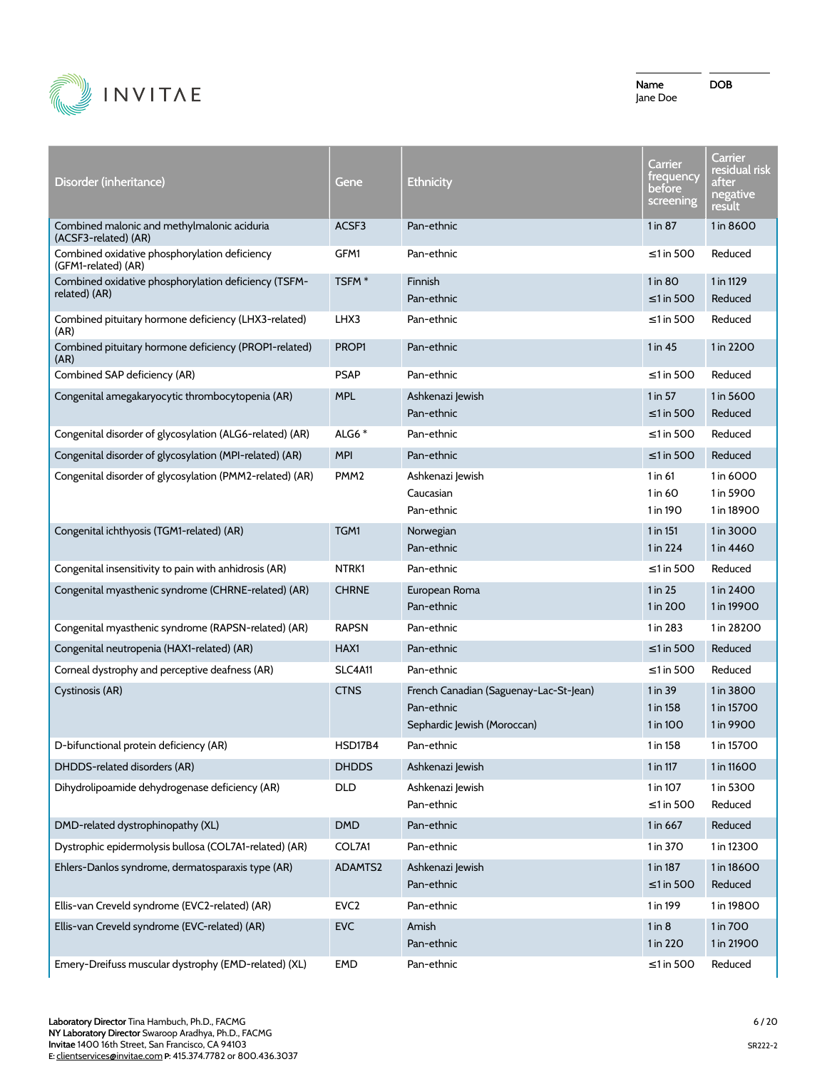Name: Jane Doe

DOB

| Disorder (inheritance) | Gene | Ethnicity | Carrier frequency before screening | Carrier residual risk after negative result |
|---|---|---|---|---|
| Combined malonic and methylmalonic aciduria (ACSF3-related) (AR) | ACSF3 | Pan-ethnic | 1 in 87 | 1 in 8600 |
| Combined oxidative phosphorylation deficiency (GFM1-related) (AR) | GFM1 | Pan-ethnic | ≤1 in 500 | Reduced |
| Combined oxidative phosphorylation deficiency (TSFM-related) (AR) | TSFM * | Finnish | 1 in 80 | 1 in 1129 |
| | | Pan-ethnic | ≤1 in 500 | Reduced |
| Combined pituitary hormone deficiency (LHX3-related) (AR) | LHX3 | Pan-ethnic | ≤1 in 500 | Reduced |
| Combined pituitary hormone deficiency (PROP1-related) (AR) | PROP1 | Pan-ethnic | 1 in 45 | 1 in 2200 |
| Combined SAP deficiency (AR) | PSAP | Pan-ethnic | ≤1 in 500 | Reduced |
| Congenital amegakaryocytic thrombocytopenia (AR) | MPL | Ashkenazi Jewish | 1 in 57 | 1 in 5600 |
| | | Pan-ethnic | ≤1 in 500 | Reduced |
| Congenital disorder of glycosylation (ALG6-related) (AR) | ALG6 * | Pan-ethnic | ≤1 in 500 | Reduced |
| Congenital disorder of glycosylation (MPI-related) (AR) | MPI | Pan-ethnic | ≤1 in 500 | Reduced |
| Congenital disorder of glycosylation (PMM2-related) (AR) | PMM2 | Ashkenazi Jewish | 1 in 61 | 1 in 6000 |
| | | Caucasian | 1 in 60 | 1 in 5900 |
| | | Pan-ethnic | 1 in 190 | 1 in 18900 |
| Congenital ichthyosis (TGM1-related) (AR) | TGM1 | Norwegian | 1 in 151 | 1 in 3000 |
| | | Pan-ethnic | 1 in 224 | 1 in 4460 |
| Congenital insensitivity to pain with anhidrosis (AR) | NTRK1 | Pan-ethnic | ≤1 in 500 | Reduced |
| Congenital myasthenic syndrome (CHRNE-related) (AR) | CHRNE | European Roma | 1 in 25 | 1 in 2400 |
| | | Pan-ethnic | 1 in 200 | 1 in 19900 |
| Congenital myasthenic syndrome (RAPSN-related) (AR) | RAPSN | Pan-ethnic | 1 in 283 | 1 in 28200 |
| Congenital neutropenia (HAX1-related) (AR) | HAX1 | Pan-ethnic | ≤1 in 500 | Reduced |
| Corneal dystrophy and perceptive deafness (AR) | SLC4A11 | Pan-ethnic | ≤1 in 500 | Reduced |
| Cystinosis (AR) | CTNS | French Canadian (Saguenay-Lac-St-Jean) | 1 in 39 | 1 in 3800 |
| | | Pan-ethnic | 1 in 158 | 1 in 15700 |
| | | Sephardic Jewish (Moroccan) | 1 in 100 | 1 in 9900 |
| D-bifunctional protein deficiency (AR) | HSD17B4 | Pan-ethnic | 1 in 158 | 1 in 15700 |
| DHDDS-related disorders (AR) | DHDDS | Ashkenazi Jewish | 1 in 117 | 1 in 11600 |
| Dihydrolipoamide dehydrogenase deficiency (AR) | DLD | Ashkenazi Jewish | 1 in 107 | 1 in 5300 |
| | | Pan-ethnic | ≤1 in 500 | Reduced |
| DMD-related dystrophinopathy (XL) | DMD | Pan-ethnic | 1 in 667 | Reduced |
| Dystrophic epidermolysis bullosa (COL7A1-related) (AR) | COL7A1 | Pan-ethnic | 1 in 370 | 1 in 12300 |
| Ehlers-Danlos syndrome, dermatosparaxis type (AR) | ADAMTS2 | Ashkenazi Jewish | 1 in 187 | 1 in 18600 |
| | | Pan-ethnic | ≤1 in 500 | Reduced |
| Ellis-van Creveld syndrome (EVC2-related) (AR) | EVC2 | Pan-ethnic | 1 in 199 | 1 in 19800 |
| Ellis-van Creveld syndrome (EVC-related) (AR) | EVC | Amish | 1 in 8 | 1 in 700 |
| | | Pan-ethnic | 1 in 220 | 1 in 21900 |
| Emery-Dreifuss muscular dystrophy (EMD-related) (XL) | EMD | Pan-ethnic | ≤1 in 500 | Reduced |

**Laboratory Director** Tina Hambuch, Ph.D., FACMG
**NY Laboratory Director** Swaroop Aradhya, Ph.D., FACMG
**Invitae** 1400 16th Street, San Francisco, CA 94103
E: clientservices@invitae.com **P:** 415.374.7782 or 800.436.3037

SR222-2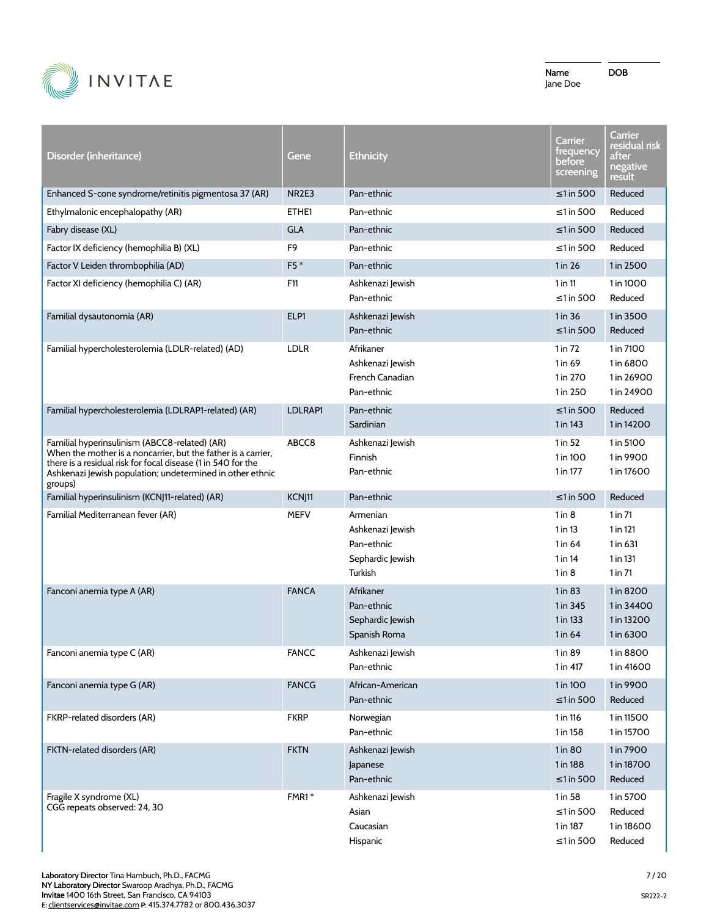| Name | DOB |
| --- | --- |
| Jane Doe | |

| Disorder (inheritance) | Gene | Ethnicity | Carrier frequency before screening | Carrier residual risk after negative result |
| --- | --- | --- | --- | --- |
| Enhanced S-cone syndrome/retinitis pigmentosa 37 (AR) | NR2E3 | Pan-ethnic | ≤1 in 500 | Reduced |
| Ethylmalonic encephalopathy (AR) | ETHE1 | Pan-ethnic | ≤1 in 500 | Reduced |
| Fabry disease (XL) | GLA | Pan-ethnic | ≤1 in 500 | Reduced |
| Factor IX deficiency (hemophilia B) (XL) | F9 | Pan-ethnic | ≤1 in 500 | Reduced |
| Factor V Leiden thrombophilia (AD) | F5 * | Pan-ethnic | 1 in 26 | 1 in 2500 |
| Factor XI deficiency (hemophilia C) (AR) | F11 | Ashkenazi Jewish | 1 in 11 | 1 in 1000 |
| | | Pan-ethnic | ≤1 in 500 | Reduced |
| Familial dysautonomia (AR) | ELP1 | Ashkenazi Jewish | 1 in 36 | 1 in 3500 |
| | | Pan-ethnic | ≤1 in 500 | Reduced |
| Familial hypercholesterolemia (LDLR-related) (AD) | LDLR | Afrikaner | 1 in 72 | 1 in 7100 |
| | | Ashkenazi Jewish | 1 in 69 | 1 in 6800 |
| | | French Canadian | 1 in 270 | 1 in 26900 |
| | | Pan-ethnic | 1 in 250 | 1 in 24900 |
| Familial hypercholesterolemia (LDLRAP1-related) (AR) | LDLRAP1 | Pan-ethnic | ≤1 in 500 | Reduced |
| | | Sardinian | 1 in 143 | 1 in 14200 |
| Familial hyperinsulinism (ABCC8-related) (AR) When the mother is a noncarrier, but the father is a carrier, there is a residual risk for focal disease (1 in 540 for the Ashkenazi Jewish population; undetermined in other ethnic groups) | ABCC8 | Ashkenazi Jewish | 1 in 52 | 1 in 5100 |
| | | Finnish | 1 in 100 | 1 in 9900 |
| | | Pan-ethnic | 1 in 177 | 1 in 17600 |
| Familial hyperinsulinism (KCNJ11-related) (AR) | KCNJ11 | Pan-ethnic | ≤1 in 500 | Reduced |
| Familial Mediterranean fever (AR) | MEFV | Armenian | 1 in 8 | 1 in 71 |
| | | Ashkenazi Jewish | 1 in 13 | 1 in 121 |
| | | Pan-ethnic | 1 in 64 | 1 in 631 |
| | | Sephardic Jewish | 1 in 14 | 1 in 131 |
| | | Turkish | 1 in 8 | 1 in 71 |
| Fanconi anemia type A (AR) | FANCA | Afrikaner | 1 in 83 | 1 in 8200 |
| | | Pan-ethnic | 1 in 345 | 1 in 34400 |
| | | Sephardic Jewish | 1 in 133 | 1 in 13200 |
| | | Spanish Roma | 1 in 64 | 1 in 6300 |
| Fanconi anemia type C (AR) | FANCC | Ashkenazi Jewish | 1 in 89 | 1 in 8800 |
| | | Pan-ethnic | 1 in 417 | 1 in 41600 |
| Fanconi anemia type G (AR) | FANCG | African-American | 1 in 100 | 1 in 9900 |
| | | Pan-ethnic | ≤1 in 500 | Reduced |
| FKRP-related disorders (AR) | FKRP | Norwegian | 1 in 116 | 1 in 11500 |
| | | Pan-ethnic | 1 in 158 | 1 in 15700 |
| FKTN-related disorders (AR) | FKTN | Ashkenazi Jewish | 1 in 80 | 1 in 7900 |
| | | Japanese | 1 in 188 | 1 in 18700 |
| | | Pan-ethnic | ≤1 in 500 | Reduced |
| Fragile X syndrome (XL) CGG repeats observed: 24, 30 | FMR1 * | Ashkenazi Jewish | 1 in 58 | 1 in 5700 |
| | | Asian | ≤1 in 500 | Reduced |
| | | Caucasian | 1 in 187 | 1 in 18600 |
| | | Hispanic | ≤1 in 500 | Reduced |

**Laboratory Director** Tina Hambuch, Ph.D., FACMG
**NY Laboratory Director** Swaroop Aradhya, Ph.D., FACMG
**Invitae** 1400 16th Street, San Francisco, CA 94103
**E:** clientservices@invitae.com **P:** 415.374.7782 or 800.436.3037

SR222-2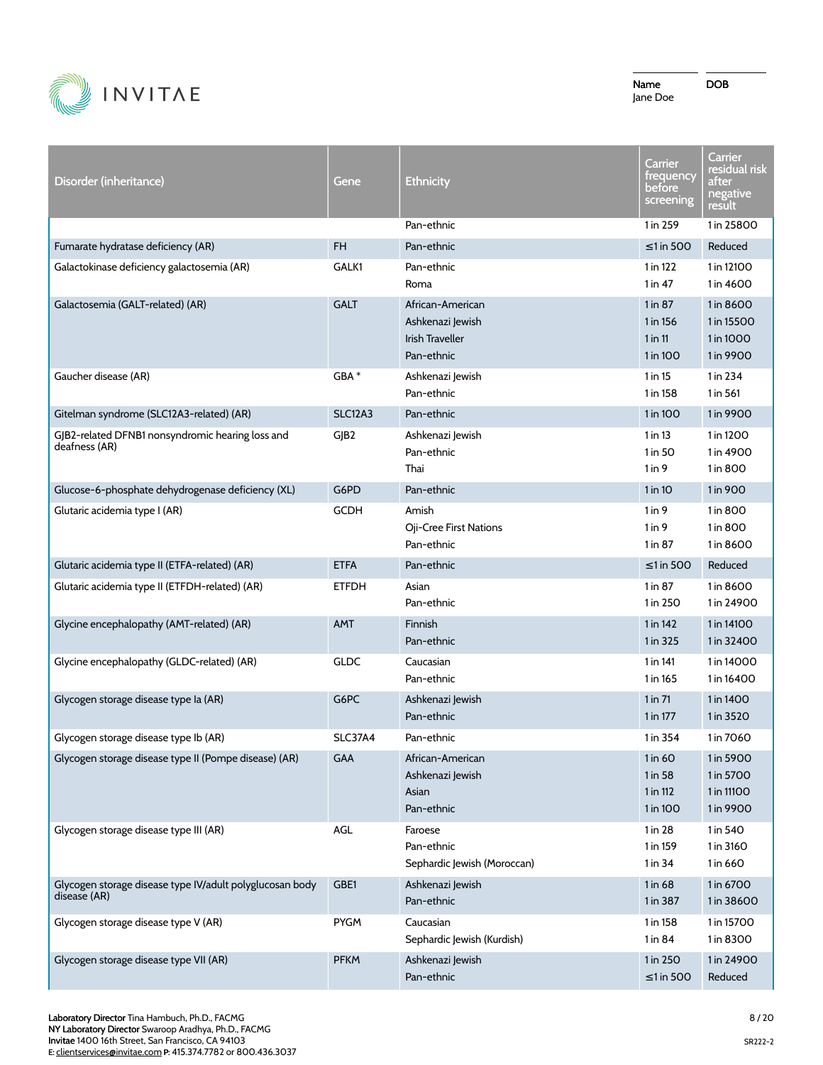Name
Jane Doe

DOB

| Disorder (inheritance) | Gene | Ethnicity | Carrier frequency before screening | Carrier residual risk after negative result |
|---|---|---|---|---|
| | | Pan-ethnic | 1 in 259 | 1 in 25800 |
| Fumarate hydratase deficiency (AR) | FH | Pan-ethnic | ≤1 in 500 | Reduced |
| Galactokinase deficiency galactosemia (AR) | GALK1 | Pan-ethnic | 1 in 122 | 1 in 12100 |
| | | Roma | 1 in 47 | 1 in 4600 |
| Galactosemia (GALT-related) (AR) | GALT | African-American | 1 in 87 | 1 in 8600 |
| | | Ashkenazi Jewish | 1 in 156 | 1 in 15500 |
| | | Irish Traveller | 1 in 11 | 1 in 1000 |
| | | Pan-ethnic | 1 in 100 | 1 in 9900 |
| Gaucher disease (AR) | GBA * | Ashkenazi Jewish | 1 in 15 | 1 in 234 |
| | | Pan-ethnic | 1 in 158 | 1 in 561 |
| Gitelman syndrome (SLC12A3-related) (AR) | SLC12A3 | Pan-ethnic | 1 in 100 | 1 in 9900 |
| GJB2-related DFNB1 nonsyndromic hearing loss and deafness (AR) | GJB2 | Ashkenazi Jewish | 1 in 13 | 1 in 1200 |
| | | Pan-ethnic | 1 in 50 | 1 in 4900 |
| | | Thai | 1 in 9 | 1 in 800 |
| Glucose-6-phosphate dehydrogenase deficiency (XL) | G6PD | Pan-ethnic | 1 in 10 | 1 in 900 |
| Glutaric acidemia type I (AR) | GCDH | Amish | 1 in 9 | 1 in 800 |
| | | Oji-Cree First Nations | 1 in 9 | 1 in 800 |
| | | Pan-ethnic | 1 in 87 | 1 in 8600 |
| Glutaric acidemia type II (ETFA-related) (AR) | ETFA | Pan-ethnic | ≤1 in 500 | Reduced |
| Glutaric acidemia type II (ETFDH-related) (AR) | ETFDH | Asian | 1 in 87 | 1 in 8600 |
| | | Pan-ethnic | 1 in 250 | 1 in 24900 |
| Glycine encephalopathy (AMT-related) (AR) | AMT | Finnish | 1 in 142 | 1 in 14100 |
| | | Pan-ethnic | 1 in 325 | 1 in 32400 |
| Glycine encephalopathy (GLDC-related) (AR) | GLDC | Caucasian | 1 in 141 | 1 in 14000 |
| | | Pan-ethnic | 1 in 165 | 1 in 16400 |
| Glycogen storage disease type Ia (AR) | G6PC | Ashkenazi Jewish | 1 in 71 | 1 in 1400 |
| | | Pan-ethnic | 1 in 177 | 1 in 3520 |
| Glycogen storage disease type Ib (AR) | SLC37A4 | Pan-ethnic | 1 in 354 | 1 in 7060 |
| Glycogen storage disease type II (Pompe disease) (AR) | GAA | African-American | 1 in 60 | 1 in 5900 |
| | | Ashkenazi Jewish | 1 in 58 | 1 in 5700 |
| | | Asian | 1 in 112 | 1 in 11100 |
| | | Pan-ethnic | 1 in 100 | 1 in 9900 |
| Glycogen storage disease type III (AR) | AGL | Faroese | 1 in 28 | 1 in 540 |
| | | Pan-ethnic | 1 in 159 | 1 in 3160 |
| | | Sephardic Jewish (Moroccan) | 1 in 34 | 1 in 660 |
| Glycogen storage disease type IV/adult polyglucosan body disease (AR) | GBE1 | Ashkenazi Jewish | 1 in 68 | 1 in 6700 |
| | | Pan-ethnic | 1 in 387 | 1 in 38600 |
| Glycogen storage disease type V (AR) | PYGM | Caucasian | 1 in 158 | 1 in 15700 |
| | | Sephardic Jewish (Kurdish) | 1 in 84 | 1 in 8300 |
| Glycogen storage disease type VII (AR) | PFKM | Ashkenazi Jewish | 1 in 250 | 1 in 24900 |
| | | Pan-ethnic | ≤1 in 500 | Reduced |

**Laboratory Director** Tina Hambuch, Ph.D., FACMG
**NY Laboratory Director** Swaroop Aradhya, Ph.D., FACMG
**Invitae** 1400 16th Street, San Francisco, CA 94103
**E:** clientservices@invitae.com **P:** 415.374.7782 or 800.436.3037

SR222-2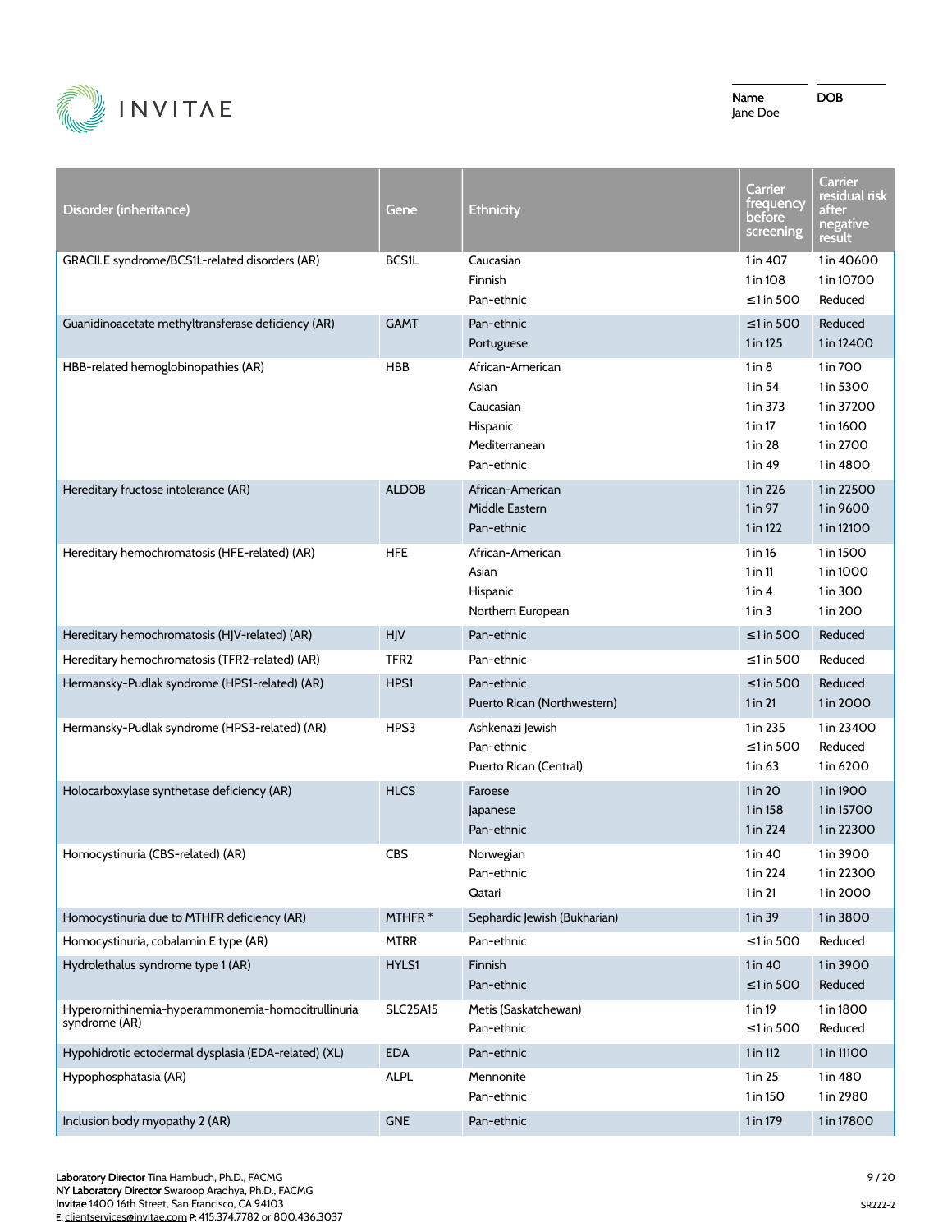INVITAE

| Name | DOB |
|---|---|
| Jane Doe | |

| Disorder (inheritance) | Gene | Ethnicity | Carrier frequency before screening | Carrier residual risk after negative result |
|---|---|---|---|---|
| GRACILE syndrome/BCS1L-related disorders (AR) | BCS1L | Caucasian | 1 in 407 | 1 in 40600 |
| | | Finnish | 1 in 108 | 1 in 10700 |
| | | Pan-ethnic | ≤1 in 500 | Reduced |
| Guanidinoacetate methyltransferase deficiency (AR) | GAMT | Pan-ethnic | ≤1 in 500 | Reduced |
| | | Portuguese | 1 in 125 | 1 in 12400 |
| HBB-related hemoglobinopathies (AR) | HBB | African-American | 1 in 8 | 1 in 700 |
| | | Asian | 1 in 54 | 1 in 5300 |
| | | Caucasian | 1 in 373 | 1 in 37200 |
| | | Hispanic | 1 in 17 | 1 in 1600 |
| | | Mediterranean | 1 in 28 | 1 in 2700 |
| | | Pan-ethnic | 1 in 49 | 1 in 4800 |
| Hereditary fructose intolerance (AR) | ALDOB | African-American | 1 in 226 | 1 in 22500 |
| | | Middle Eastern | 1 in 97 | 1 in 9600 |
| | | Pan-ethnic | 1 in 122 | 1 in 12100 |
| Hereditary hemochromatosis (HFE-related) (AR) | HFE | African-American | 1 in 16 | 1 in 1500 |
| | | Asian | 1 in 11 | 1 in 1000 |
| | | Hispanic | 1 in 4 | 1 in 300 |
| | | Northern European | 1 in 3 | 1 in 200 |
| Hereditary hemochromatosis (HJV-related) (AR) | HJV | Pan-ethnic | ≤1 in 500 | Reduced |
| Hereditary hemochromatosis (TFR2-related) (AR) | TFR2 | Pan-ethnic | ≤1 in 500 | Reduced |
| Hermansky-Pudlak syndrome (HPS1-related) (AR) | HPS1 | Pan-ethnic | ≤1 in 500 | Reduced |
| | | Puerto Rican (Northwestern) | 1 in 21 | 1 in 2000 |
| Hermansky-Pudlak syndrome (HPS3-related) (AR) | HPS3 | Ashkenazi Jewish | 1 in 235 | 1 in 23400 |
| | | Pan-ethnic | ≤1 in 500 | Reduced |
| | | Puerto Rican (Central) | 1 in 63 | 1 in 6200 |
| Holocarboxylase synthetase deficiency (AR) | HLCS | Faroese | 1 in 20 | 1 in 1900 |
| | | Japanese | 1 in 158 | 1 in 15700 |
| | | Pan-ethnic | 1 in 224 | 1 in 22300 |
| Homocystinuria (CBS-related) (AR) | CBS | Norwegian | 1 in 40 | 1 in 3900 |
| | | Pan-ethnic | 1 in 224 | 1 in 22300 |
| | | Qatari | 1 in 21 | 1 in 2000 |
| Homocystinuria due to MTHFR deficiency (AR) | MTHFR * | Sephardic Jewish (Bukharian) | 1 in 39 | 1 in 3800 |
| Homocystinuria, cobalamin E type (AR) | MTRR | Pan-ethnic | ≤1 in 500 | Reduced |
| Hydrolethalus syndrome type 1 (AR) | HYLS1 | Finnish | 1 in 40 | 1 in 3900 |
| | | Pan-ethnic | ≤1 in 500 | Reduced |
| Hyperornithinemia-hyperammonemia-homocitrullinuria syndrome (AR) | SLC25A15 | Metis (Saskatchewan) | 1 in 19 | 1 in 1800 |
| | | Pan-ethnic | ≤1 in 500 | Reduced |
| Hypohidrotic ectodermal dysplasia (EDA-related) (XL) | EDA | Pan-ethnic | 1 in 112 | 1 in 11100 |
| Hypophosphatasia (AR) | ALPL | Mennonite | 1 in 25 | 1 in 480 |
| | | Pan-ethnic | 1 in 150 | 1 in 2980 |
| Inclusion body myopathy 2 (AR) | GNE | Pan-ethnic | 1 in 179 | 1 in 17800 |

**Laboratory Director** Tina Hambuch, Ph.D., FACMG
**NY Laboratory Director** Swaroop Aradhya, Ph.D., FACMG
**Invitae** 1400 16th Street, San Francisco, CA 94103
E: clientservices@invitae.com **P:** 415.374.7782 or 800.436.3037

SR222-2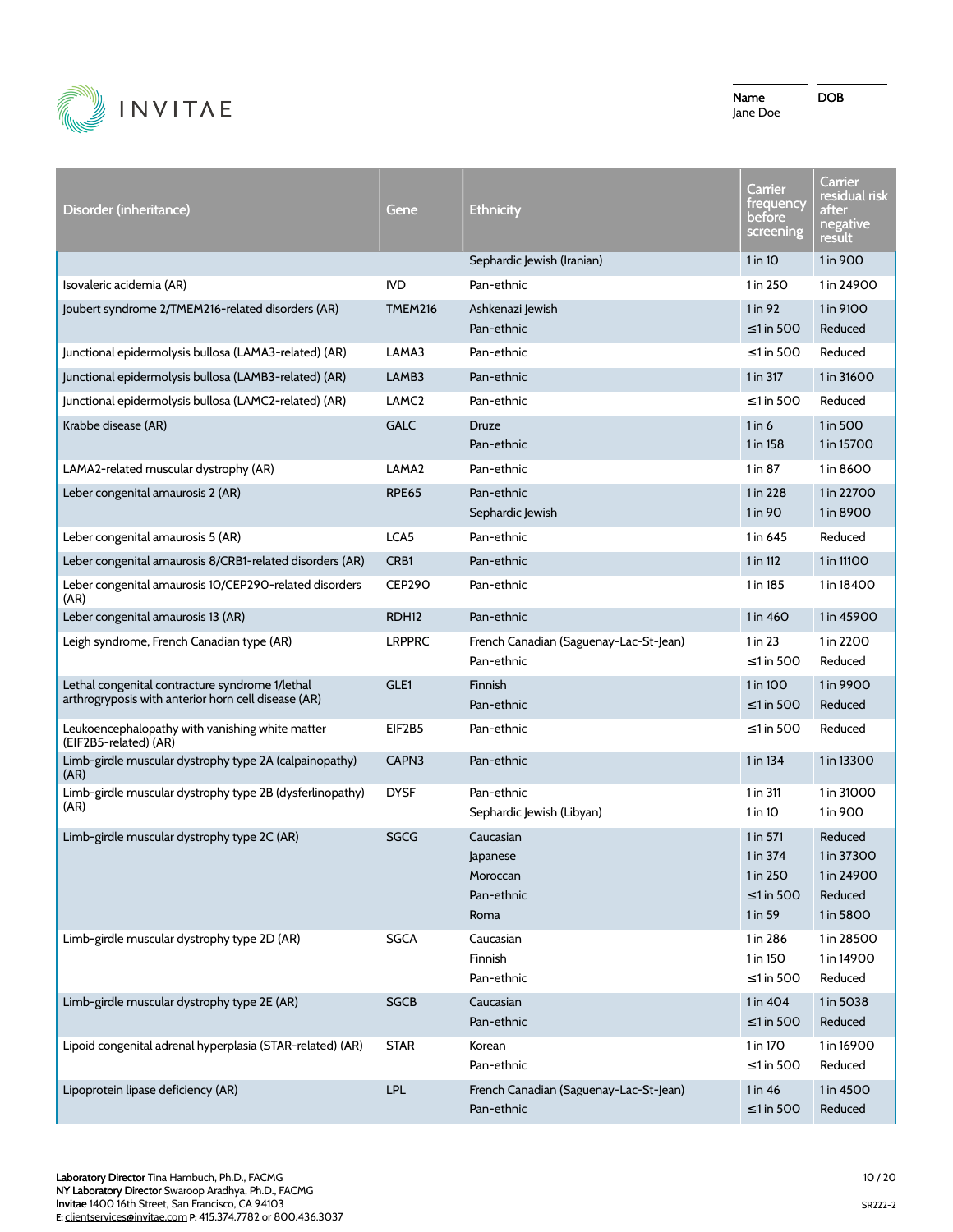Name: Jane Doe
DOB:

| Disorder (inheritance) | Gene | Ethnicity | Carrier frequency before screening | Carrier residual risk after negative result |
|---|---|---|---|---|
| | | Sephardic Jewish (Iranian) | 1 in 10 | 1 in 900 |
| Isovaleric acidemia (AR) | IVD | Pan-ethnic | 1 in 250 | 1 in 24900 |
| Joubert syndrome 2/TMEM216-related disorders (AR) | TMEM216 | Ashkenazi Jewish | 1 in 92 | 1 in 9100 |
| | | Pan-ethnic | ≤1 in 500 | Reduced |
| Junctional epidermolysis bullosa (LAMA3-related) (AR) | LAMA3 | Pan-ethnic | ≤1 in 500 | Reduced |
| Junctional epidermolysis bullosa (LAMB3-related) (AR) | LAMB3 | Pan-ethnic | 1 in 317 | 1 in 31600 |
| Junctional epidermolysis bullosa (LAMC2-related) (AR) | LAMC2 | Pan-ethnic | ≤1 in 500 | Reduced |
| Krabbe disease (AR) | GALC | Druze | 1 in 6 | 1 in 500 |
| | | Pan-ethnic | 1 in 158 | 1 in 15700 |
| LAMA2-related muscular dystrophy (AR) | LAMA2 | Pan-ethnic | 1 in 87 | 1 in 8600 |
| Leber congenital amaurosis 2 (AR) | RPE65 | Pan-ethnic | 1 in 228 | 1 in 22700 |
| | | Sephardic Jewish | 1 in 90 | 1 in 8900 |
| Leber congenital amaurosis 5 (AR) | LCA5 | Pan-ethnic | 1 in 645 | Reduced |
| Leber congenital amaurosis 8/CRB1-related disorders (AR) | CRB1 | Pan-ethnic | 1 in 112 | 1 in 11100 |
| Leber congenital amaurosis 10/CEP290-related disorders (AR) | CEP290 | Pan-ethnic | 1 in 185 | 1 in 18400 |
| Leber congenital amaurosis 13 (AR) | RDH12 | Pan-ethnic | 1 in 460 | 1 in 45900 |
| Leigh syndrome, French Canadian type (AR) | LRPPRC | French Canadian (Saguenay-Lac-St-Jean) | 1 in 23 | 1 in 2200 |
| | | Pan-ethnic | ≤1 in 500 | Reduced |
| Lethal congenital contracture syndrome 1/lethal arthrogryposis with anterior horn cell disease (AR) | GLE1 | Finnish | 1 in 100 | 1 in 9900 |
| | | Pan-ethnic | ≤1 in 500 | Reduced |
| Leukoencephalopathy with vanishing white matter (EIF2B5-related) (AR) | EIF2B5 | Pan-ethnic | ≤1 in 500 | Reduced |
| Limb-girdle muscular dystrophy type 2A (calpainopathy) (AR) | CAPN3 | Pan-ethnic | 1 in 134 | 1 in 13300 |
| Limb-girdle muscular dystrophy type 2B (dysferlinopathy) (AR) | DYSF | Pan-ethnic | 1 in 311 | 1 in 31000 |
| | | Sephardic Jewish (Libyan) | 1 in 10 | 1 in 900 |
| Limb-girdle muscular dystrophy type 2C (AR) | SGCG | Caucasian | 1 in 571 | Reduced |
| | | Japanese | 1 in 374 | 1 in 37300 |
| | | Moroccan | 1 in 250 | 1 in 24900 |
| | | Pan-ethnic | ≤1 in 500 | Reduced |
| | | Roma | 1 in 59 | 1 in 5800 |
| Limb-girdle muscular dystrophy type 2D (AR) | SGCA | Caucasian | 1 in 286 | 1 in 28500 |
| | | Finnish | 1 in 150 | 1 in 14900 |
| | | Pan-ethnic | ≤1 in 500 | Reduced |
| Limb-girdle muscular dystrophy type 2E (AR) | SGCB | Caucasian | 1 in 404 | 1 in 5038 |
| | | Pan-ethnic | ≤1 in 500 | Reduced |
| Lipoid congenital adrenal hyperplasia (STAR-related) (AR) | STAR | Korean | 1 in 170 | 1 in 16900 |
| | | Pan-ethnic | ≤1 in 500 | Reduced |
| Lipoprotein lipase deficiency (AR) | LPL | French Canadian (Saguenay-Lac-St-Jean) | 1 in 46 | 1 in 4500 |
| | | Pan-ethnic | ≤1 in 500 | Reduced |

**Laboratory Director** Tina Hambuch, Ph.D., FACMG
**NY Laboratory Director** Swaroop Aradhya, Ph.D., FACMG
**Invitae** 1400 16th Street, San Francisco, CA 94103
E: clientservices@invitae.com P: 415.374.7782 or 800.436.3037

SR222-2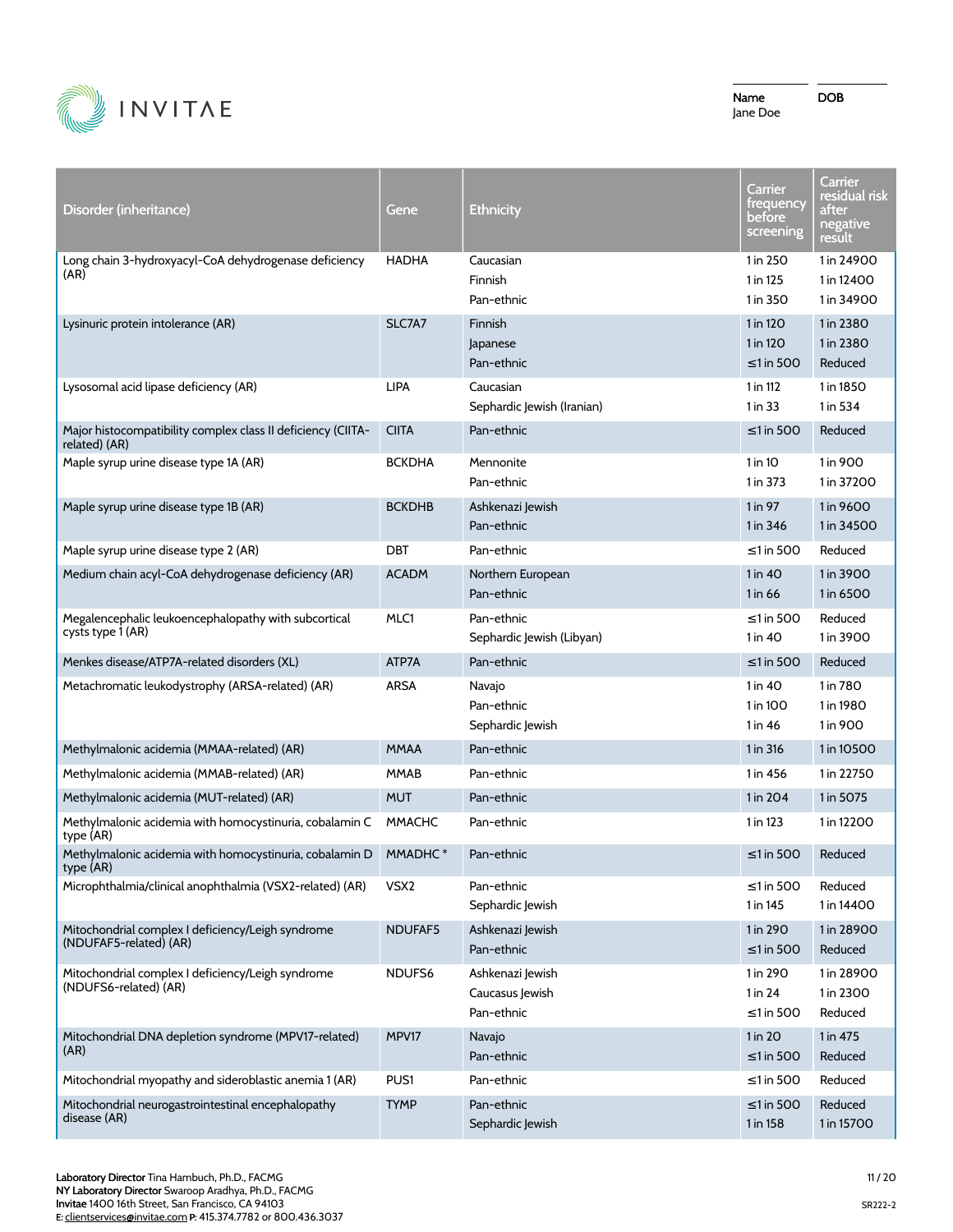INVITAE

Name
Jane Doe

DOB

| Disorder (inheritance) | Gene | Ethnicity | Carrier frequency before screening | Carrier residual risk after negative result |
|---|---|---|---|---|
| Long chain 3-hydroxyacyl-CoA dehydrogenase deficiency (AR) | HADHA | Caucasian | 1 in 250 | 1 in 24900 |
| | | Finnish | 1 in 125 | 1 in 12400 |
| | | Pan-ethnic | 1 in 350 | 1 in 34900 |
| Lysinuric protein intolerance (AR) | SLC7A7 | Finnish | 1 in 120 | 1 in 2380 |
| | | Japanese | 1 in 120 | 1 in 2380 |
| | | Pan-ethnic | ≤1 in 500 | Reduced |
| Lysosomal acid lipase deficiency (AR) | LIPA | Caucasian | 1 in 112 | 1 in 1850 |
| | | Sephardic Jewish (Iranian) | 1 in 33 | 1 in 534 |
| Major histocompatibility complex class II deficiency (CIITA-related) (AR) | CIITA | Pan-ethnic | ≤1 in 500 | Reduced |
| Maple syrup urine disease type 1A (AR) | BCKDHA | Mennonite | 1 in 10 | 1 in 900 |
| | | Pan-ethnic | 1 in 373 | 1 in 37200 |
| Maple syrup urine disease type 1B (AR) | BCKDHB | Ashkenazi Jewish | 1 in 97 | 1 in 9600 |
| | | Pan-ethnic | 1 in 346 | 1 in 34500 |
| Maple syrup urine disease type 2 (AR) | DBT | Pan-ethnic | ≤1 in 500 | Reduced |
| Medium chain acyl-CoA dehydrogenase deficiency (AR) | ACADM | Northern European | 1 in 40 | 1 in 3900 |
| | | Pan-ethnic | 1 in 66 | 1 in 6500 |
| Megalencephalic leukoencephalopathy with subcortical cysts type 1 (AR) | MLC1 | Pan-ethnic | ≤1 in 500 | Reduced |
| | | Sephardic Jewish (Libyan) | 1 in 40 | 1 in 3900 |
| Menkes disease/ATP7A-related disorders (XL) | ATP7A | Pan-ethnic | ≤1 in 500 | Reduced |
| Metachromatic leukodystrophy (ARSA-related) (AR) | ARSA | Navajo | 1 in 40 | 1 in 780 |
| | | Pan-ethnic | 1 in 100 | 1 in 1980 |
| | | Sephardic Jewish | 1 in 46 | 1 in 900 |
| Methylmalonic acidemia (MMAA-related) (AR) | MMAA | Pan-ethnic | 1 in 316 | 1 in 10500 |
| Methylmalonic acidemia (MMAB-related) (AR) | MMAB | Pan-ethnic | 1 in 456 | 1 in 22750 |
| Methylmalonic acidemia (MUT-related) (AR) | MUT | Pan-ethnic | 1 in 204 | 1 in 5075 |
| Methylmalonic acidemia with homocystinuria, cobalamin C type (AR) | MMACHC | Pan-ethnic | 1 in 123 | 1 in 12200 |
| Methylmalonic acidemia with homocystinuria, cobalamin D type (AR) | MMADHC* | Pan-ethnic | ≤1 in 500 | Reduced |
| Microphthalmia/clinical anophthalmia (VSX2-related) (AR) | VSX2 | Pan-ethnic | ≤1 in 500 | Reduced |
| | | Sephardic Jewish | 1 in 145 | 1 in 14400 |
| Mitochondrial complex I deficiency/Leigh syndrome (NDUFAF5-related) (AR) | NDUFAF5 | Ashkenazi Jewish | 1 in 290 | 1 in 28900 |
| | | Pan-ethnic | ≤1 in 500 | Reduced |
| Mitochondrial complex I deficiency/Leigh syndrome (NDUFS6-related) (AR) | NDUFS6 | Ashkenazi Jewish | 1 in 290 | 1 in 28900 |
| | | Caucasus Jewish | 1 in 24 | 1 in 2300 |
| | | Pan-ethnic | ≤1 in 500 | Reduced |
| Mitochondrial DNA depletion syndrome (MPV17-related) (AR) | MPV17 | Navajo | 1 in 20 | 1 in 475 |
| | | Pan-ethnic | ≤1 in 500 | Reduced |
| Mitochondrial myopathy and sideroblastic anemia 1 (AR) | PUS1 | Pan-ethnic | ≤1 in 500 | Reduced |
| Mitochondrial neurogastrointestinal encephalopathy disease (AR) | TYMP | Pan-ethnic | ≤1 in 500 | Reduced |
| | | Sephardic Jewish | 1 in 158 | 1 in 15700 |

**Laboratory Director** Tina Hambuch, Ph.D., FACMG
**NY Laboratory Director** Swaroop Aradhya, Ph.D., FACMG
**Invitae** 1400 16th Street, San Francisco, CA 94103
E: clientservices@invitae.com P: 415.374.7782 or 800.436.3037

SR222-2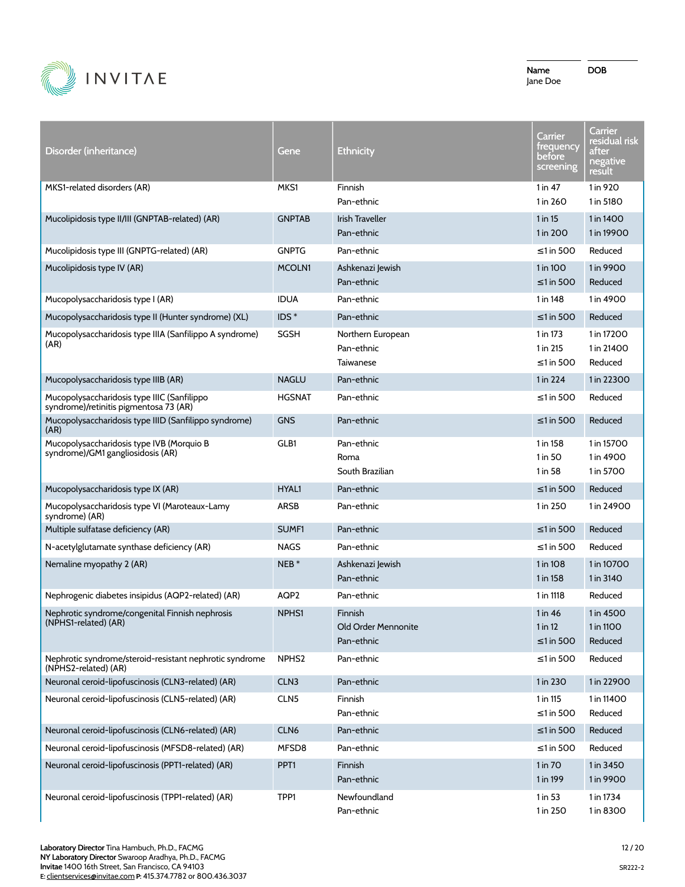Name: Jane Doe

DOB

| Disorder (inheritance) | Gene | Ethnicity | Carrier frequency before screening | Carrier residual risk after negative result |
|---|---|---|---|---|
| MKS1-related disorders (AR) | MKS1 | Finnish | 1 in 47 | 1 in 920 |
| | | Pan-ethnic | 1 in 260 | 1 in 5180 |
| Mucolipidosis type II/III (GNPTAB-related) (AR) | GNPTAB | Irish Traveller | 1 in 15 | 1 in 1400 |
| | | Pan-ethnic | 1 in 200 | 1 in 19900 |
| Mucolipidosis type III (GNPTG-related) (AR) | GNPTG | Pan-ethnic | ≤1 in 500 | Reduced |
| Mucolipidosis type IV (AR) | MCOLN1 | Ashkenazi Jewish | 1 in 100 | 1 in 9900 |
| | | Pan-ethnic | ≤1 in 500 | Reduced |
| Mucopolysaccharidosis type I (AR) | IDUA | Pan-ethnic | 1 in 148 | 1 in 4900 |
| Mucopolysaccharidosis type II (Hunter syndrome) (XL) | IDS * | Pan-ethnic | ≤1 in 500 | Reduced |
| Mucopolysaccharidosis type IIIA (Sanfilippo A syndrome) (AR) | SGSH | Northern European | 1 in 173 | 1 in 17200 |
| | | Pan-ethnic | 1 in 215 | 1 in 21400 |
| | | Taiwanese | ≤1 in 500 | Reduced |
| Mucopolysaccharidosis type IIIB (AR) | NAGLU | Pan-ethnic | 1 in 224 | 1 in 22300 |
| Mucopolysaccharidosis type IIIC (Sanfilippo syndrome)/retinitis pigmentosa 73 (AR) | HGSNAT | Pan-ethnic | ≤1 in 500 | Reduced |
| Mucopolysaccharidosis type IIID (Sanfilippo syndrome) (AR) | GNS | Pan-ethnic | ≤1 in 500 | Reduced |
| Mucopolysaccharidosis type IVB (Morquio B syndrome)/GM1 gangliosidosis (AR) | GLB1 | Pan-ethnic | 1 in 158 | 1 in 15700 |
| | | Roma | 1 in 50 | 1 in 4900 |
| | | South Brazilian | 1 in 58 | 1 in 5700 |
| Mucopolysaccharidosis type IX (AR) | HYAL1 | Pan-ethnic | ≤1 in 500 | Reduced |
| Mucopolysaccharidosis type VI (Maroteaux-Lamy syndrome) (AR) | ARSB | Pan-ethnic | 1 in 250 | 1 in 24900 |
| Multiple sulfatase deficiency (AR) | SUMF1 | Pan-ethnic | ≤1 in 500 | Reduced |
| N-acetylglutamate synthase deficiency (AR) | NAGS | Pan-ethnic | ≤1 in 500 | Reduced |
| Nemaline myopathy 2 (AR) | NEB * | Ashkenazi Jewish | 1 in 108 | 1 in 10700 |
| | | Pan-ethnic | 1 in 158 | 1 in 3140 |
| Nephrogenic diabetes insipidus (AQP2-related) (AR) | AQP2 | Pan-ethnic | 1 in 1118 | Reduced |
| Nephrotic syndrome/congenital Finnish nephrosis (NPHS1-related) (AR) | NPHS1 | Finnish | 1 in 46 | 1 in 4500 |
| | | Old Order Mennonite | 1 in 12 | 1 in 1100 |
| | | Pan-ethnic | ≤1 in 500 | Reduced |
| Nephrotic syndrome/steroid-resistant nephrotic syndrome (NPHS2-related) (AR) | NPHS2 | Pan-ethnic | ≤1 in 500 | Reduced |
| Neuronal ceroid-lipofuscinosis (CLN3-related) (AR) | CLN3 | Pan-ethnic | 1 in 230 | 1 in 22900 |
| Neuronal ceroid-lipofuscinosis (CLN5-related) (AR) | CLN5 | Finnish | 1 in 115 | 1 in 11400 |
| | | Pan-ethnic | ≤1 in 500 | Reduced |
| Neuronal ceroid-lipofuscinosis (CLN6-related) (AR) | CLN6 | Pan-ethnic | ≤1 in 500 | Reduced |
| Neuronal ceroid-lipofuscinosis (MFSD8-related) (AR) | MFSD8 | Pan-ethnic | ≤1 in 500 | Reduced |
| Neuronal ceroid-lipofuscinosis (PPT1-related) (AR) | PPT1 | Finnish | 1 in 70 | 1 in 3450 |
| | | Pan-ethnic | 1 in 199 | 1 in 9900 |
| Neuronal ceroid-lipofuscinosis (TPP1-related) (AR) | TPP1 | Newfoundland | 1 in 53 | 1 in 1734 |
| | | Pan-ethnic | 1 in 250 | 1 in 8300 |

**Laboratory Director** Tina Hambuch, Ph.D., FACMG
**NY Laboratory Director** Swaroop Aradhya, Ph.D., FACMG
**Invitae** 1400 16th Street, San Francisco, CA 94103
E: clientservices@invitae.com **P:** 415.374.7782 or 800.436.3037

SR222-2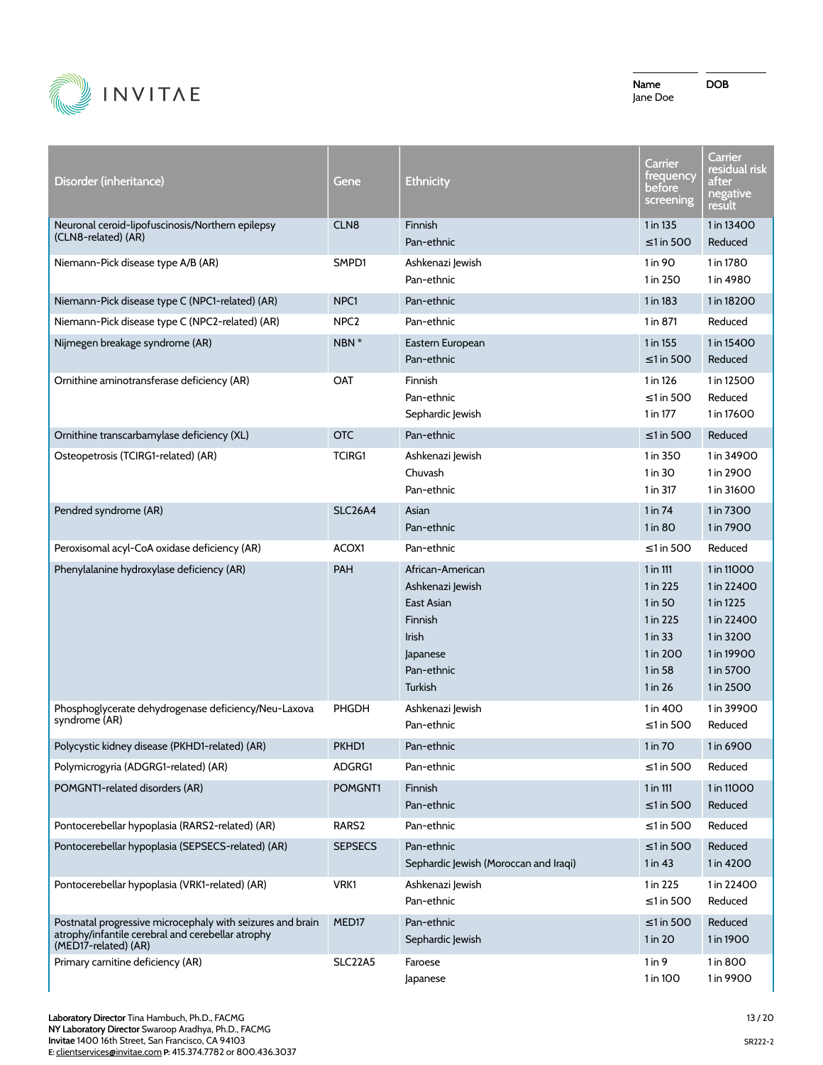| Name | DOB |
|---|---|
| Jane Doe | |

| Disorder (inheritance) | Gene | Ethnicity | Carrier frequency before screening | Carrier residual risk after negative result |
|---|---|---|---|---|
| Neuronal ceroid-lipofuscinosis/Northern epilepsy (CLN8-related) (AR) | CLN8 | Finnish | 1 in 135 | 1 in 13400 |
| | | Pan-ethnic | ≤1 in 500 | Reduced |
| Niemann-Pick disease type A/B (AR) | SMPD1 | Ashkenazi Jewish | 1 in 90 | 1 in 1780 |
| | | Pan-ethnic | 1 in 250 | 1 in 4980 |
| Niemann-Pick disease type C (NPC1-related) (AR) | NPC1 | Pan-ethnic | 1 in 183 | 1 in 18200 |
| Niemann-Pick disease type C (NPC2-related) (AR) | NPC2 | Pan-ethnic | 1 in 871 | Reduced |
| Nijmegen breakage syndrome (AR) | NBN * | Eastern European | 1 in 155 | 1 in 15400 |
| | | Pan-ethnic | ≤1 in 500 | Reduced |
| Ornithine aminotransferase deficiency (AR) | OAT | Finnish | 1 in 126 | 1 in 12500 |
| | | Pan-ethnic | ≤1 in 500 | Reduced |
| | | Sephardic Jewish | 1 in 177 | 1 in 17600 |
| Ornithine transcarbamylase deficiency (XL) | OTC | Pan-ethnic | ≤1 in 500 | Reduced |
| Osteopetrosis (TCIRG1-related) (AR) | TCIRG1 | Ashkenazi Jewish | 1 in 350 | 1 in 34900 |
| | | Chuvash | 1 in 30 | 1 in 2900 |
| | | Pan-ethnic | 1 in 317 | 1 in 31600 |
| Pendred syndrome (AR) | SLC26A4 | Asian | 1 in 74 | 1 in 7300 |
| | | Pan-ethnic | 1 in 80 | 1 in 7900 |
| Peroxisomal acyl-CoA oxidase deficiency (AR) | ACOX1 | Pan-ethnic | ≤1 in 500 | Reduced |
| Phenylalanine hydroxylase deficiency (AR) | PAH | African-American | 1 in 111 | 1 in 11000 |
| | | Ashkenazi Jewish | 1 in 225 | 1 in 22400 |
| | | East Asian | 1 in 50 | 1 in 1225 |
| | | Finnish | 1 in 225 | 1 in 22400 |
| | | Irish | 1 in 33 | 1 in 3200 |
| | | Japanese | 1 in 200 | 1 in 19900 |
| | | Pan-ethnic | 1 in 58 | 1 in 5700 |
| | | Turkish | 1 in 26 | 1 in 2500 |
| Phosphoglycerate dehydrogenase deficiency/Neu-Laxova syndrome (AR) | PHGDH | Ashkenazi Jewish | 1 in 400 | 1 in 39900 |
| | | Pan-ethnic | ≤1 in 500 | Reduced |
| Polycystic kidney disease (PKHD1-related) (AR) | PKHD1 | Pan-ethnic | 1 in 70 | 1 in 6900 |
| Polymicrogyria (ADGRG1-related) (AR) | ADGRG1 | Pan-ethnic | ≤1 in 500 | Reduced |
| POMGNT1-related disorders (AR) | POMGNT1 | Finnish | 1 in 111 | 1 in 11000 |
| | | Pan-ethnic | ≤1 in 500 | Reduced |
| Pontocerebellar hypoplasia (RARS2-related) (AR) | RARS2 | Pan-ethnic | ≤1 in 500 | Reduced |
| Pontocerebellar hypoplasia (SEPSECS-related) (AR) | SEPSECS | Pan-ethnic | ≤1 in 500 | Reduced |
| | | Sephardic Jewish (Moroccan and Iraqi) | 1 in 43 | 1 in 4200 |
| Pontocerebellar hypoplasia (VRK1-related) (AR) | VRK1 | Ashkenazi Jewish | 1 in 225 | 1 in 22400 |
| | | Pan-ethnic | ≤1 in 500 | Reduced |
| Postnatal progressive microcephaly with seizures and brain atrophy/infantile cerebral and cerebellar atrophy (MED17-related) (AR) | MED17 | Pan-ethnic | ≤1 in 500 | Reduced |
| | | Sephardic Jewish | 1 in 20 | 1 in 1900 |
| Primary carnitine deficiency (AR) | SLC22A5 | Faroese | 1 in 9 | 1 in 800 |
| | | Japanese | 1 in 100 | 1 in 9900 |

**Laboratory Director** Tina Hambuch, Ph.D., FACMG
**NY Laboratory Director** Swaroop Aradhya, Ph.D., FACMG
**Invitae** 1400 16th Street, San Francisco, CA 94103
E: clientservices@invitae.com **P:** 415.374.7782 or 800.436.3037

SR222-2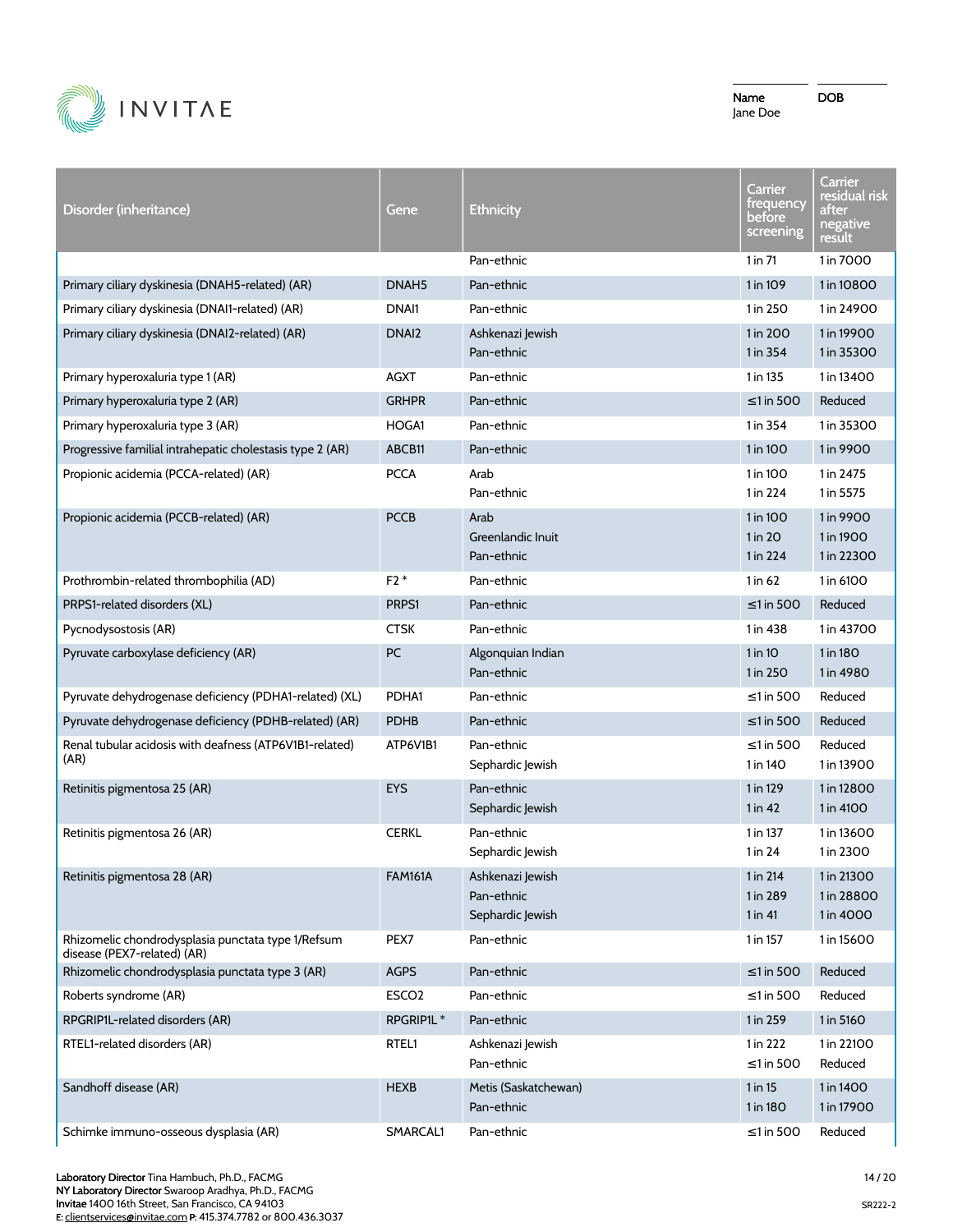| Disorder (inheritance) | Gene | Ethnicity | Carrier frequency before screening | Carrier residual risk after negative result |
|---|---|---|---|---|
| | | Pan-ethnic | 1 in 71 | 1 in 7000 |
| Primary ciliary dyskinesia (DNAH5-related) (AR) | DNAH5 | Pan-ethnic | 1 in 109 | 1 in 10800 |
| Primary ciliary dyskinesia (DNAI1-related) (AR) | DNAI1 | Pan-ethnic | 1 in 250 | 1 in 24900 |
| Primary ciliary dyskinesia (DNAI2-related) (AR) | DNAI2 | Ashkenazi Jewish<br>Pan-ethnic | 1 in 200<br>1 in 354 | 1 in 19900<br>1 in 35300 |
| Primary hyperoxaluria type 1 (AR) | AGXT | Pan-ethnic | 1 in 135 | 1 in 13400 |
| Primary hyperoxaluria type 2 (AR) | GRHPR | Pan-ethnic | ≤1 in 500 | Reduced |
| Primary hyperoxaluria type 3 (AR) | HOGA1 | Pan-ethnic | 1 in 354 | 1 in 35300 |
| Progressive familial intrahepatic cholestasis type 2 (AR) | ABCB11 | Pan-ethnic | 1 in 100 | 1 in 9900 |
| Propionic acidemia (PCCA-related) (AR) | PCCA | Arab<br>Pan-ethnic | 1 in 100<br>1 in 224 | 1 in 2475<br>1 in 5575 |
| Propionic acidemia (PCCB-related) (AR) | PCCB | Arab<br>Greenlandic Inuit<br>Pan-ethnic | 1 in 100<br>1 in 20<br>1 in 224 | 1 in 9900<br>1 in 1900<br>1 in 22300 |
| Prothrombin-related thrombophilia (AD) | F2 * | Pan-ethnic | 1 in 62 | 1 in 6100 |
| PRPS1-related disorders (XL) | PRPS1 | Pan-ethnic | ≤1 in 500 | Reduced |
| Pycnodysostosis (AR) | CTSK | Pan-ethnic | 1 in 438 | 1 in 43700 |
| Pyruvate carboxylase deficiency (AR) | PC | Algonquian Indian<br>Pan-ethnic | 1 in 10<br>1 in 250 | 1 in 180<br>1 in 4980 |
| Pyruvate dehydrogenase deficiency (PDHA1-related) (XL) | PDHA1 | Pan-ethnic | ≤1 in 500 | Reduced |
| Pyruvate dehydrogenase deficiency (PDHB-related) (AR) | PDHB | Pan-ethnic | ≤1 in 500 | Reduced |
| Renal tubular acidosis with deafness (ATP6V1B1-related) (AR) | ATP6V1B1 | Pan-ethnic<br>Sephardic Jewish | ≤1 in 500<br>1 in 140 | Reduced<br>1 in 13900 |
| Retinitis pigmentosa 25 (AR) | EYS | Pan-ethnic<br>Sephardic Jewish | 1 in 129<br>1 in 42 | 1 in 12800<br>1 in 4100 |
| Retinitis pigmentosa 26 (AR) | CERKL | Pan-ethnic<br>Sephardic Jewish | 1 in 137<br>1 in 24 | 1 in 13600<br>1 in 2300 |
| Retinitis pigmentosa 28 (AR) | FAM161A | Ashkenazi Jewish<br>Pan-ethnic<br>Sephardic Jewish | 1 in 214<br>1 in 289<br>1 in 41 | 1 in 21300<br>1 in 28800<br>1 in 4000 |
| Rhizomelic chondrodysplasia punctata type 1/Refsum disease (PEX7-related) (AR) | PEX7 | Pan-ethnic | 1 in 157 | 1 in 15600 |
| Rhizomelic chondrodysplasia punctata type 3 (AR) | AGPS | Pan-ethnic | ≤1 in 500 | Reduced |
| Roberts syndrome (AR) | ESCO2 | Pan-ethnic | ≤1 in 500 | Reduced |
| RPGRIP1L-related disorders (AR) | RPGRIP1L * | Pan-ethnic | 1 in 259 | 1 in 5160 |
| RTEL1-related disorders (AR) | RTEL1 | Ashkenazi Jewish<br>Pan-ethnic | 1 in 222<br>≤1 in 500 | 1 in 22100<br>Reduced |
| Sandhoff disease (AR) | HEXB | Metis (Saskatchewan)<br>Pan-ethnic | 1 in 15<br>1 in 180 | 1 in 1400<br>1 in 17900 |
| Schimke immuno-osseous dysplasia (AR) | SMARCAL1 | Pan-ethnic | ≤1 in 500 | Reduced |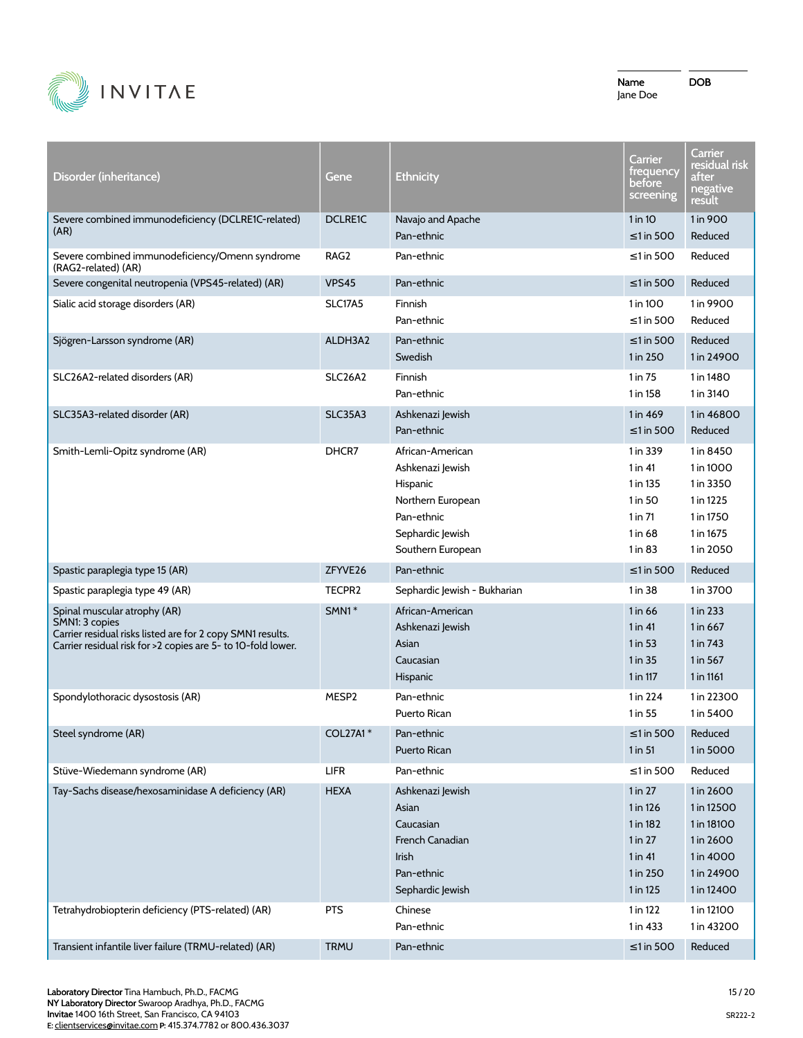| Name | DOB |
|---|---|
| Jane Doe | |

| Disorder (inheritance) | Gene | Ethnicity | Carrier frequency before screening | Carrier residual risk after negative result |
|---|---|---|---|---|
| Severe combined immunodeficiency (DCLRE1C-related) (AR) | DCLRE1C | Navajo and Apache | 1 in 10 | 1 in 900 |
| | | Pan-ethnic | ≤1 in 500 | Reduced |
| Severe combined immunodeficiency/Omenn syndrome (RAG2-related) (AR) | RAG2 | Pan-ethnic | ≤1 in 500 | Reduced |
| Severe congenital neutropenia (VPS45-related) (AR) | VPS45 | Pan-ethnic | ≤1 in 500 | Reduced |
| Sialic acid storage disorders (AR) | SLC17A5 | Finnish | 1 in 100 | 1 in 9900 |
| | | Pan-ethnic | ≤1 in 500 | Reduced |
| Sjögren-Larsson syndrome (AR) | ALDH3A2 | Pan-ethnic | ≤1 in 500 | Reduced |
| | | Swedish | 1 in 250 | 1 in 24900 |
| SLC26A2-related disorders (AR) | SLC26A2 | Finnish | 1 in 75 | 1 in 1480 |
| | | Pan-ethnic | 1 in 158 | 1 in 3140 |
| SLC35A3-related disorder (AR) | SLC35A3 | Ashkenazi Jewish | 1 in 469 | 1 in 46800 |
| | | Pan-ethnic | ≤1 in 500 | Reduced |
| Smith-Lemli-Opitz syndrome (AR) | DHCR7 | African-American | 1 in 339 | 1 in 8450 |
| | | Ashkenazi Jewish | 1 in 41 | 1 in 1000 |
| | | Hispanic | 1 in 135 | 1 in 3350 |
| | | Northern European | 1 in 50 | 1 in 1225 |
| | | Pan-ethnic | 1 in 71 | 1 in 1750 |
| | | Sephardic Jewish | 1 in 68 | 1 in 1675 |
| | | Southern European | 1 in 83 | 1 in 2050 |
| Spastic paraplegia type 15 (AR) | ZFYVE26 | Pan-ethnic | ≤1 in 500 | Reduced |
| Spastic paraplegia type 49 (AR) | TECPR2 | Sephardic Jewish - Bukharian | 1 in 38 | 1 in 3700 |
| Spinal muscular atrophy (AR) SMN1: 3 copies Carrier residual risks listed are for 2 copy SMN1 results. Carrier residual risk for >2 copies are 5- to 10-fold lower. | SMN1 * | African-American | 1 in 66 | 1 in 233 |
| | | Ashkenazi Jewish | 1 in 41 | 1 in 667 |
| | | Asian | 1 in 53 | 1 in 743 |
| | | Caucasian | 1 in 35 | 1 in 567 |
| | | Hispanic | 1 in 117 | 1 in 1161 |
| Spondylothoracic dysostosis (AR) | MESP2 | Pan-ethnic | 1 in 224 | 1 in 22300 |
| | | Puerto Rican | 1 in 55 | 1 in 5400 |
| Steel syndrome (AR) | COL27A1 * | Pan-ethnic | ≤1 in 500 | Reduced |
| | | Puerto Rican | 1 in 51 | 1 in 5000 |
| Stüve-Wiedemann syndrome (AR) | LIFR | Pan-ethnic | ≤1 in 500 | Reduced |
| Tay-Sachs disease/hexosaminidase A deficiency (AR) | HEXA | Ashkenazi Jewish | 1 in 27 | 1 in 2600 |
| | | Asian | 1 in 126 | 1 in 12500 |
| | | Caucasian | 1 in 182 | 1 in 18100 |
| | | French Canadian | 1 in 27 | 1 in 2600 |
| | | Irish | 1 in 41 | 1 in 4000 |
| | | Pan-ethnic | 1 in 250 | 1 in 24900 |
| | | Sephardic Jewish | 1 in 125 | 1 in 12400 |
| Tetrahydrobiopterin deficiency (PTS-related) (AR) | PTS | Chinese | 1 in 122 | 1 in 12100 |
| | | Pan-ethnic | 1 in 433 | 1 in 43200 |
| Transient infantile liver failure (TRMU-related) (AR) | TRMU | Pan-ethnic | ≤1 in 500 | Reduced |

**Laboratory Director** Tina Hambuch, Ph.D., FACMG
**NY Laboratory Director** Swaroop Aradhya, Ph.D., FACMG
**Invitae** 1400 16th Street, San Francisco, CA 94103
E: clientservices@invitae.com **P:** 415.374.7782 or 800.436.3037

SR222-2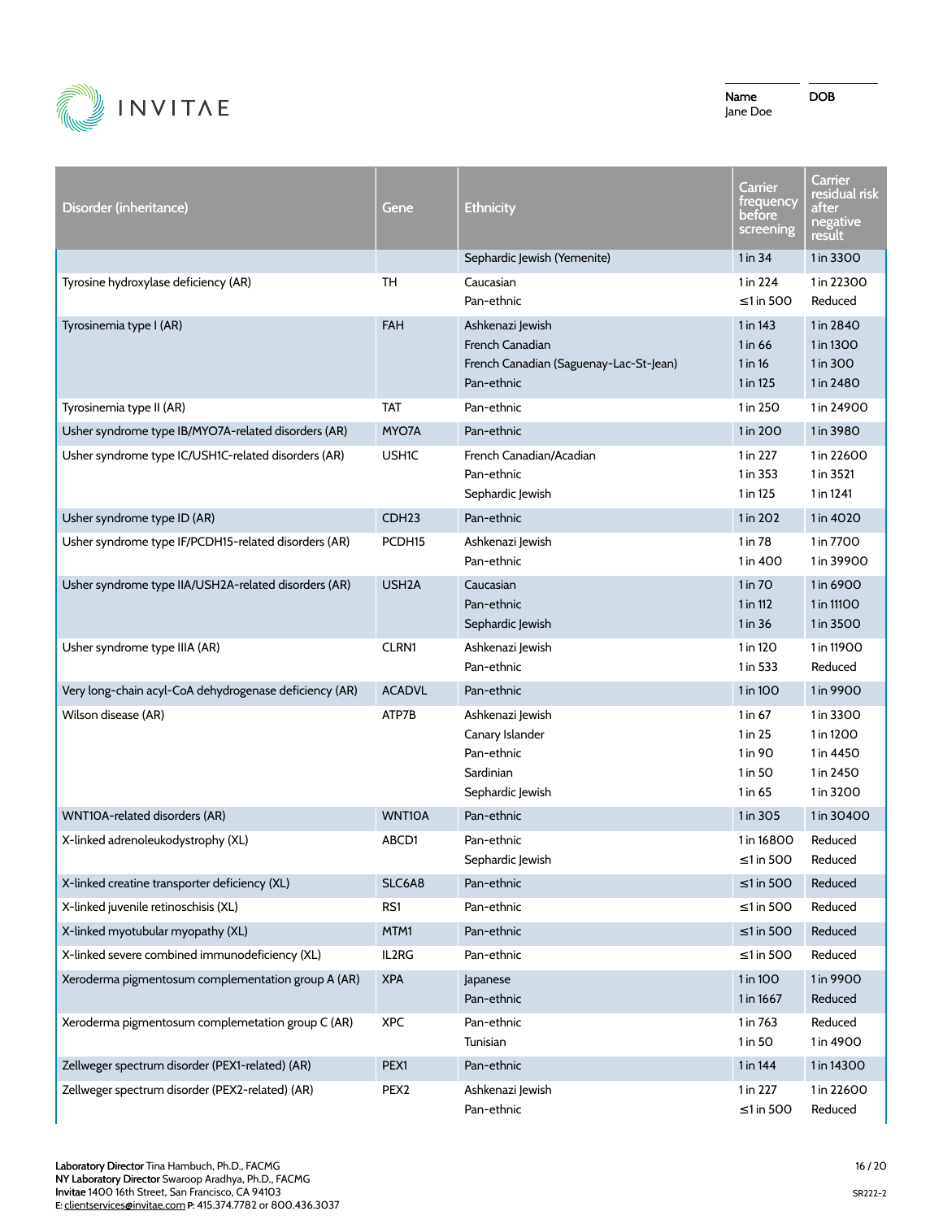| Disorder (inheritance) | Gene | Ethnicity | Carrier frequency before screening | Carrier residual risk after negative result |
|---|---|---|---|---|
| | | Sephardic Jewish (Yemenite) | 1 in 34 | 1 in 3300 |
| Tyrosine hydroxylase deficiency (AR) | TH | Caucasian | 1 in 224 | 1 in 22300 |
| | | Pan-ethnic | ≤1 in 500 | Reduced |
| Tyrosinemia type I (AR) | FAH | Ashkenazi Jewish | 1 in 143 | 1 in 2840 |
| | | French Canadian | 1 in 66 | 1 in 1300 |
| | | French Canadian (Saguenay-Lac-St-Jean) | 1 in 16 | 1 in 300 |
| | | Pan-ethnic | 1 in 125 | 1 in 2480 |
| Tyrosinemia type II (AR) | TAT | Pan-ethnic | 1 in 250 | 1 in 24900 |
| Usher syndrome type IB/MYO7A-related disorders (AR) | MYO7A | Pan-ethnic | 1 in 200 | 1 in 3980 |
| Usher syndrome type IC/USH1C-related disorders (AR) | USH1C | French Canadian/Acadian | 1 in 227 | 1 in 22600 |
| | | Pan-ethnic | 1 in 353 | 1 in 3521 |
| | | Sephardic Jewish | 1 in 125 | 1 in 1241 |
| Usher syndrome type ID (AR) | CDH23 | Pan-ethnic | 1 in 202 | 1 in 4020 |
| Usher syndrome type IF/PCDH15-related disorders (AR) | PCDH15 | Ashkenazi Jewish | 1 in 78 | 1 in 7700 |
| | | Pan-ethnic | 1 in 400 | 1 in 39900 |
| Usher syndrome type IIA/USH2A-related disorders (AR) | USH2A | Caucasian | 1 in 70 | 1 in 6900 |
| | | Pan-ethnic | 1 in 112 | 1 in 11100 |
| | | Sephardic Jewish | 1 in 36 | 1 in 3500 |
| Usher syndrome type IIIA (AR) | CLRN1 | Ashkenazi Jewish | 1 in 120 | 1 in 11900 |
| | | Pan-ethnic | 1 in 533 | Reduced |
| Very long-chain acyl-CoA dehydrogenase deficiency (AR) | ACADVL | Pan-ethnic | 1 in 100 | 1 in 9900 |
| Wilson disease (AR) | ATP7B | Ashkenazi Jewish | 1 in 67 | 1 in 3300 |
| | | Canary Islander | 1 in 25 | 1 in 1200 |
| | | Pan-ethnic | 1 in 90 | 1 in 4450 |
| | | Sardinian | 1 in 50 | 1 in 2450 |
| | | Sephardic Jewish | 1 in 65 | 1 in 3200 |
| WNT10A-related disorders (AR) | WNT10A | Pan-ethnic | 1 in 305 | 1 in 30400 |
| X-linked adrenoleukodystrophy (XL) | ABCD1 | Pan-ethnic | 1 in 16800 | Reduced |
| | | Sephardic Jewish | ≤1 in 500 | Reduced |
| X-linked creatine transporter deficiency (XL) | SLC6A8 | Pan-ethnic | ≤1 in 500 | Reduced |
| X-linked juvenile retinoschisis (XL) | RS1 | Pan-ethnic | ≤1 in 500 | Reduced |
| X-linked myotubular myopathy (XL) | MTM1 | Pan-ethnic | ≤1 in 500 | Reduced |
| X-linked severe combined immunodeficiency (XL) | IL2RG | Pan-ethnic | ≤1 in 500 | Reduced |
| Xeroderma pigmentosum complementation group A (AR) | XPA | Japanese | 1 in 100 | 1 in 9900 |
| | | Pan-ethnic | 1 in 1667 | Reduced |
| Xeroderma pigmentosum complemetation group C (AR) | XPC | Pan-ethnic | 1 in 763 | Reduced |
| | | Tunisian | 1 in 50 | 1 in 4900 |
| Zellweger spectrum disorder (PEX1-related) (AR) | PEX1 | Pan-ethnic | 1 in 144 | 1 in 14300 |
| Zellweger spectrum disorder (PEX2-related) (AR) | PEX2 | Ashkenazi Jewish | 1 in 227 | 1 in 22600 |
| | | Pan-ethnic | ≤1 in 500 | Reduced |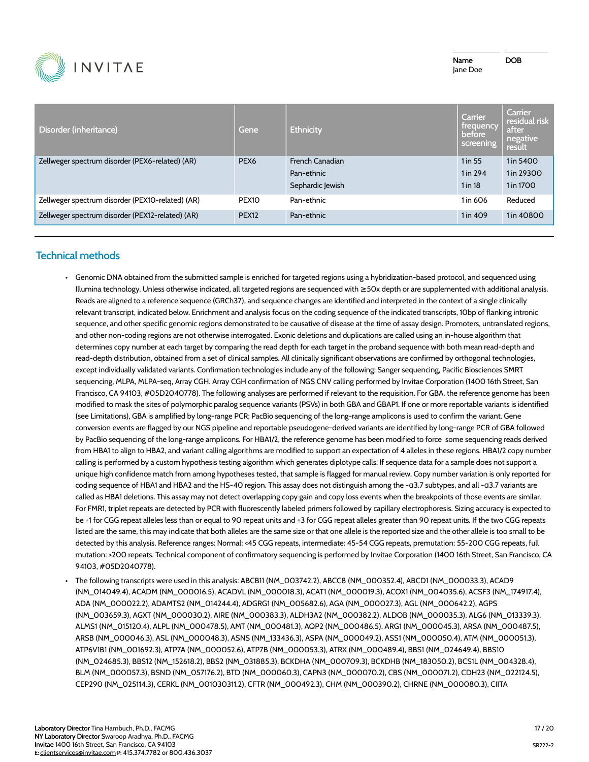| Name | DOB |
| --- | --- |
| Jane Doe | |

| Disorder (inheritance) | Gene | Ethnicity | Carrier frequency before screening | Carrier residual risk after negative result |
| --- | --- | --- | --- | --- |
| Zellweger spectrum disorder (PEX6-related) (AR) | PEX6 | French Canadian | 1 in 55 | 1 in 5400 |
| | | Pan-ethnic | 1 in 294 | 1 in 29300 |
| | | Sephardic Jewish | 1 in 18 | 1 in 1700 |
| Zellweger spectrum disorder (PEX10-related) (AR) | PEX10 | Pan-ethnic | 1 in 606 | Reduced |
| Zellweger spectrum disorder (PEX12-related) (AR) | PEX12 | Pan-ethnic | 1 in 409 | 1 in 40800 |

## Technical methods

- Genomic DNA obtained from the submitted sample is enriched for targeted regions using a hybridization-based protocol, and sequenced using Illumina technology. Unless otherwise indicated, all targeted regions are sequenced with ≥50x depth or are supplemented with additional analysis. Reads are aligned to a reference sequence (GRCh37), and sequence changes are identified and interpreted in the context of a single clinically relevant transcript, indicated below. Enrichment and analysis focus on the coding sequence of the indicated transcripts, 10bp of flanking intronic sequence, and other specific genomic regions demonstrated to be causative of disease at the time of assay design. Promoters, untranslated regions, and other non-coding regions are not otherwise interrogated. Exonic deletions and duplications are called using an in-house algorithm that determines copy number at each target by comparing the read depth for each target in the proband sequence with both mean read-depth and read-depth distribution, obtained from a set of clinical samples. All clinically significant observations are confirmed by orthogonal technologies, except individually validated variants. Confirmation technologies include any of the following: Sanger sequencing, Pacific Biosciences SMRT sequencing, MLPA, MLPA-seq, Array CGH. Array CGH confirmation of NGS CNV calling performed by Invitae Corporation (1400 16th Street, San Francisco, CA 94103, #05D2040778). The following analyses are performed if relevant to the requisition. For GBA, the reference genome has been modified to mask the sites of polymorphic paralog sequence variants (PSVs) in both GBA and GBAP1. If one or more reportable variants is identified (see Limitations), GBA is amplified by long-range PCR; PacBio sequencing of the long-range amplicons is used to confirm the variant. Gene conversion events are flagged by our NGS pipeline and reportable pseudogene-derived variants are identified by long-range PCR of GBA followed by PacBio sequencing of the long-range amplicons. For HBA1/2, the reference genome has been modified to force some sequencing reads derived from HBA1 to align to HBA2, and variant calling algorithms are modified to support an expectation of 4 alleles in these regions. HBA1/2 copy number calling is performed by a custom hypothesis testing algorithm which generates diplotype calls. If sequence data for a sample does not support a unique high confidence match from among hypotheses tested, that sample is flagged for manual review. Copy number variation is only reported for coding sequence of HBA1 and HBA2 and the HS-40 region. This assay does not distinguish among the -α3.7 subtypes, and all -α3.7 variants are called as HBA1 deletions. This assay may not detect overlapping copy gain and copy loss events when the breakpoints of those events are similar. For FMR1, triplet repeats are detected by PCR with fluorescently labeled primers followed by capillary electrophoresis. Sizing accuracy is expected to be ±1 for CGG repeat alleles less than or equal to 90 repeat units and ±3 for CGG repeat alleles greater than 90 repeat units. If the two CGG repeats listed are the same, this may indicate that both alleles are the same size or that one allele is the reported size and the other allele is too small to be detected by this analysis. Reference ranges: Normal: <45 CGG repeats, intermediate: 45-54 CGG repeats, premutation: 55-200 CGG repeats, full mutation: >200 repeats. Technical component of confirmatory sequencing is performed by Invitae Corporation (1400 16th Street, San Francisco, CA 94103, #05D2040778).
- The following transcripts were used in this analysis: ABCB11 (NM_003742.2), ABCC8 (NM_000352.4), ABCD1 (NM_000033.3), ACAD9 (NM_014049.4), ACADM (NM_000016.5), ACADVL (NM_000018.3), ACAT1 (NM_000019.3), ACOX1 (NM_004035.6), ACSF3 (NM_174917.4), ADA (NM_000022.2), ADAMTS2 (NM_014244.4), ADGRG1 (NM_005682.6), AGA (NM_000027.3), AGL (NM_000642.2), AGPS (NM_003659.3), AGXT (NM_000030.2), AIRE (NM_000383.3), ALDH3A2 (NM_000382.2), ALDOB (NM_000035.3), ALG6 (NM_013339.3), ALMS1 (NM_015120.4), ALPL (NM_000478.5), AMT (NM_000481.3), AQP2 (NM_000486.5), ARG1 (NM_000045.3), ARSA (NM_000487.5), ARSB (NM_000046.3), ASL (NM_000048.3), ASNS (NM_133436.3), ASPA (NM_000049.2), ASS1 (NM_000050.4), ATM (NM_000051.3), ATP6V1B1 (NM_001692.3), ATP7A (NM_000052.6), ATP7B (NM_000053.3), ATRX (NM_000489.4), BBS1 (NM_024649.4), BBS10 (NM_024685.3), BBS12 (NM_152618.2), BBS2 (NM_031885.3), BCKDHA (NM_000709.3), BCKDHB (NM_183050.2), BCS1L (NM_004328.4), BLM (NM_000057.3), BSND (NM_057176.2), BTD (NM_000060.3), CAPN3 (NM_000070.2), CBS (NM_000071.2), CDH23 (NM_022124.5), CEP290 (NM_025114.3), CERKL (NM_001030311.2), CFTR (NM_000492.3), CHM (NM_000390.2), CHRNE (NM_000080.3), CIITA

**Laboratory Director** Tina Hambuch, Ph.D., FACMG
**NY Laboratory Director** Swaroop Aradhya, Ph.D., FACMG
**Invitae** 1400 16th Street, San Francisco, CA 94103
E: clientservices@invitae.com P: 415.374.7782 or 800.436.3037

SR222-2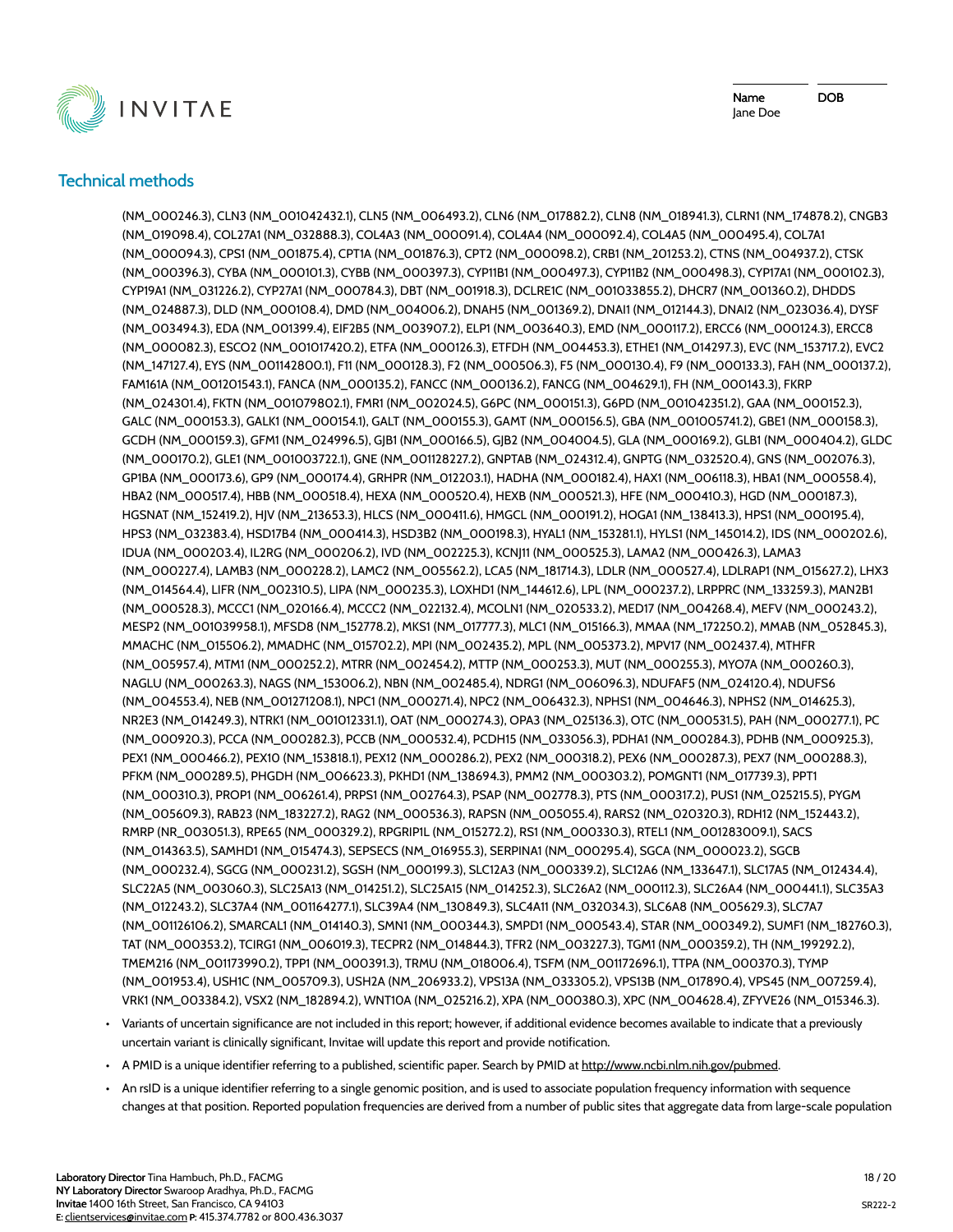## Technical methods

(NM_000246.3), CLN3 (NM_001042432.1), CLN5 (NM_006493.2), CLN6 (NM_017882.2), CLN8 (NM_018941.3), CLRN1 (NM_174878.2), CNGB3 (NM_019098.4), COL27A1 (NM_032888.3), COL4A3 (NM_000091.4), COL4A4 (NM_000092.4), COL4A5 (NM_000495.4), COL7A1 (NM_000094.3), CPS1 (NM_001875.4), CPT1A (NM_001876.3), CPT2 (NM_000098.2), CRB1 (NM_201253.2), CTNS (NM_004937.2), CTSK (NM_000396.3), CYBA (NM_000101.3), CYBB (NM_000397.3), CYP11B1 (NM_000497.3), CYP11B2 (NM_000498.3), CYP17A1 (NM_000102.3), CYP19A1 (NM_031226.2), CYP27A1 (NM_000784.3), DBT (NM_001918.3), DCLRE1C (NM_001033855.2), DHCR7 (NM_001360.2), DHDDS (NM_024887.3), DLD (NM_000108.4), DMD (NM_004006.2), DNAH5 (NM_001369.2), DNAI1 (NM_012144.3), DNAI2 (NM_023036.4), DYSF (NM_003494.3), EDA (NM_001399.4), EIF2B5 (NM_003907.2), ELP1 (NM_003640.3), EMD (NM_000117.2), ERCC6 (NM_000124.3), ERCC8 (NM_000082.3), ESCO2 (NM_001017420.2), ETFA (NM_000126.3), ETFDH (NM_004453.3), ETHE1 (NM_014297.3), EVC (NM_153717.2), EVC2 (NM_147127.4), EYS (NM_001142800.1), F11 (NM_000128.3), F2 (NM_000506.3), F5 (NM_000130.4), F9 (NM_000133.3), FAH (NM_000137.2), FAM161A (NM_001201543.1), FANCA (NM_000135.2), FANCC (NM_000136.2), FANCG (NM_004629.1), FH (NM_000143.3), FKRP (NM_024301.4), FKTN (NM_001079802.1), FMR1 (NM_002024.5), G6PC (NM_000151.3), G6PD (NM_001042351.2), GAA (NM_000152.3), GALC (NM_000153.3), GALK1 (NM_000154.1), GALT (NM_000155.3), GAMT (NM_000156.5), GBA (NM_001005741.2), GBE1 (NM_000158.3), GCDH (NM_000159.3), GFM1 (NM_024996.5), GJB1 (NM_000166.5), GJB2 (NM_004004.5), GLA (NM_000169.2), GLB1 (NM_000404.2), GLDC (NM_000170.2), GLE1 (NM_001003722.1), GNE (NM_001128227.2), GNPTAB (NM_024312.4), GNPTG (NM_032520.4), GNS (NM_002076.3), GP1BA (NM_000173.6), GP9 (NM_000174.4), GRHPR (NM_012203.1), HADHA (NM_000182.4), HAX1 (NM_006118.3), HBA1 (NM_000558.4), HBA2 (NM_000517.4), HBB (NM_000518.4), HEXA (NM_000520.4), HEXB (NM_000521.3), HFE (NM_000410.3), HGD (NM_000187.3), HGSNAT (NM_152419.2), HJV (NM_213653.3), HLCS (NM_000411.6), HMGCL (NM_000191.2), HOGA1 (NM_138413.3), HPS1 (NM_000195.4), HPS3 (NM_032383.4), HSD17B4 (NM_000414.3), HSD3B2 (NM_000198.3), HYAL1 (NM_153281.1), HYLS1 (NM_145014.2), IDS (NM_000202.6), IDUA (NM_000203.4), IL2RG (NM_000206.2), IVD (NM_002225.3), KCNJ11 (NM_000525.3), LAMA2 (NM_000426.3), LAMA3 (NM_000227.4), LAMB3 (NM_000228.2), LAMC2 (NM_005562.2), LCA5 (NM_181714.3), LDLR (NM_000527.4), LDLRAP1 (NM_015627.2), LHX3 (NM_014564.4), LIFR (NM_002310.5), LIPA (NM_000235.3), LOXHD1 (NM_144612.6), LPL (NM_000237.2), LRPPRC (NM_133259.3), MAN2B1 (NM_000528.3), MCCC1 (NM_020166.4), MCCC2 (NM_022132.4), MCOLN1 (NM_020533.2), MED17 (NM_004268.4), MEFV (NM_000243.2), MESP2 (NM_001039958.1), MFSD8 (NM_152778.2), MKS1 (NM_017777.3), MLC1 (NM_015166.3), MMAA (NM_172250.2), MMAB (NM_052845.3), MMACHC (NM_015506.2), MMADHC (NM_015702.2), MPI (NM_002435.2), MPL (NM_005373.2), MPV17 (NM_002437.4), MTHFR (NM_005957.4), MTM1 (NM_000252.2), MTRR (NM_002454.2), MTTP (NM_000253.3), MUT (NM_000255.3), MYO7A (NM_000260.3), NAGLU (NM_000263.3), NAGS (NM_153006.2), NBN (NM_002485.4), NDRG1 (NM_006096.3), NDUFAF5 (NM_024120.4), NDUFS6 (NM_004553.4), NEB (NM_001271208.1), NPC1 (NM_000271.4), NPC2 (NM_006432.3), NPHS1 (NM_004646.3), NPHS2 (NM_014625.3), NR2E3 (NM_014249.3), NTRK1 (NM_001012331.1), OAT (NM_000274.3), OPA3 (NM_025136.3), OTC (NM_000531.5), PAH (NM_000277.1), PC (NM_000920.3), PCCA (NM_000282.3), PCCB (NM_000532.4), PCDH15 (NM_033056.3), PDHA1 (NM_000284.3), PDHB (NM_000925.3), PEX1 (NM_000466.2), PEX10 (NM_153818.1), PEX12 (NM_000286.2), PEX2 (NM_000318.2), PEX6 (NM_000287.3), PEX7 (NM_000288.3), PFKM (NM_000289.5), PHGDH (NM_006623.3), PKHD1 (NM_138694.3), PMM2 (NM_000303.2), POMGNT1 (NM_017739.3), PPT1 (NM_000310.3), PROP1 (NM_006261.4), PRPS1 (NM_002764.3), PSAP (NM_002778.3), PTS (NM_000317.2), PUS1 (NM_025215.5), PYGM (NM_005609.3), RAB23 (NM_183227.2), RAG2 (NM_000536.3), RAPSN (NM_005055.4), RARS2 (NM_020320.3), RDH12 (NM_152443.2), RMRP (NR_003051.3), RPE65 (NM_000329.2), RPGRIP1L (NM_015272.2), RS1 (NM_000330.3), RTEL1 (NM_001283009.1), SACS (NM_014363.5), SAMHD1 (NM_015474.3), SEPSECS (NM_016955.3), SERPINA1 (NM_000295.4), SGCA (NM_000023.2), SGCB (NM_000232.4), SGCG (NM_000231.2), SGSH (NM_000199.3), SLC12A3 (NM_000339.2), SLC12A6 (NM_133647.1), SLC17A5 (NM_012434.4), SLC22A5 (NM_003060.3), SLC25A13 (NM_014251.2), SLC25A15 (NM_014252.3), SLC26A2 (NM_000112.3), SLC26A4 (NM_000441.1), SLC35A3 (NM_012243.2), SLC37A4 (NM_001164277.1), SLC39A4 (NM_130849.3), SLC4A11 (NM_032034.3), SLC6A8 (NM_005629.3), SLC7A7 (NM_001126106.2), SMARCAL1 (NM_014140.3), SMN1 (NM_000344.3), SMPD1 (NM_000543.4), STAR (NM_000349.2), SUMF1 (NM_182760.3), TAT (NM_000353.2), TCIRG1 (NM_006019.3), TECPR2 (NM_014844.3), TFR2 (NM_003227.3), TGM1 (NM_000359.2), TH (NM_199292.2), TMEM216 (NM_001173990.2), TPP1 (NM_000391.3), TRMU (NM_018006.4), TSFM (NM_001172696.1), TTPA (NM_000370.3), TYMP (NM_001953.4), USH1C (NM_005709.3), USH2A (NM_206933.2), VPS13A (NM_033305.2), VPS13B (NM_017890.4), VPS45 (NM_007259.4), VRK1 (NM_003384.2), VSX2 (NM_182894.2), WNT10A (NM_025216.2), XPA (NM_000380.3), XPC (NM_004628.4), ZFYVE26 (NM_015346.3).

- Variants of uncertain significance are not included in this report; however, if additional evidence becomes available to indicate that a previously uncertain variant is clinically significant, Invitae will update this report and provide notification.
- A PMID is a unique identifier referring to a published, scientific paper. Search by PMID at http://www.ncbi.nlm.nih.gov/pubmed.
- An rsID is a unique identifier referring to a single genomic position, and is used to associate population frequency information with sequence changes at that position. Reported population frequencies are derived from a number of public sites that aggregate data from large-scale population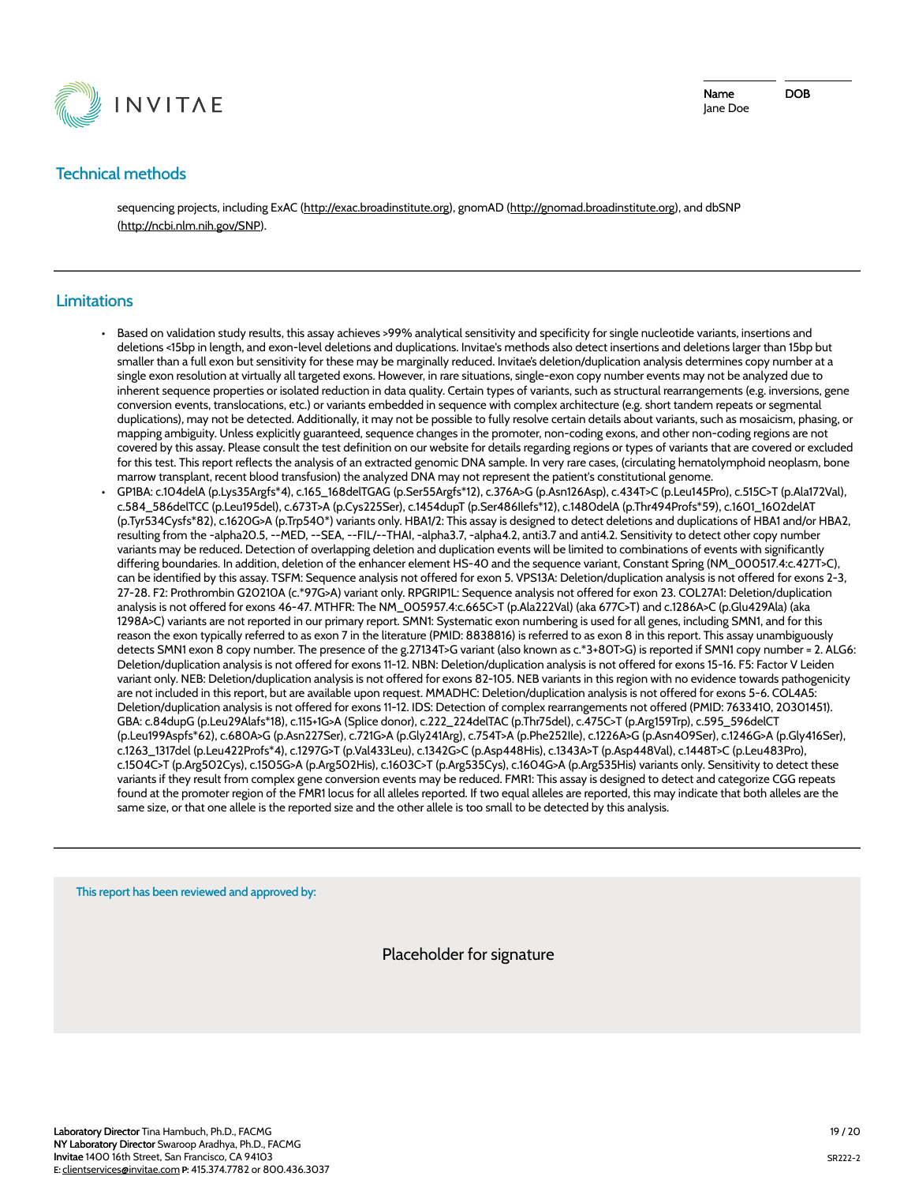## Technical methods

sequencing projects, including ExAC (http://exac.broadinstitute.org), gnomAD (http://gnomad.broadinstitute.org), and dbSNP (http://ncbi.nlm.nih.gov/SNP).

## Limitations

- Based on validation study results, this assay achieves >99% analytical sensitivity and specificity for single nucleotide variants, insertions and deletions <15bp in length, and exon-level deletions and duplications. Invitae's methods also detect insertions and deletions larger than 15bp but smaller than a full exon but sensitivity for these may be marginally reduced. Invitae's deletion/duplication analysis determines copy number at a single exon resolution at virtually all targeted exons. However, in rare situations, single-exon copy number events may not be analyzed due to inherent sequence properties or isolated reduction in data quality. Certain types of variants, such as structural rearrangements (e.g. inversions, gene conversion events, translocations, etc.) or variants embedded in sequence with complex architecture (e.g. short tandem repeats or segmental duplications), may not be detected. Additionally, it may not be possible to fully resolve certain details about variants, such as mosaicism, phasing, or mapping ambiguity. Unless explicitly guaranteed, sequence changes in the promoter, non-coding exons, and other non-coding regions are not covered by this assay. Please consult the test definition on our website for details regarding regions or types of variants that are covered or excluded for this test. This report reflects the analysis of an extracted genomic DNA sample. In very rare cases, (circulating hematolymphoid neoplasm, bone marrow transplant, recent blood transfusion) the analyzed DNA may not represent the patient's constitutional genome.
- GP1BA: c.104delA (p.Lys35Argfs*4), c.165_168delTGAG (p.Ser55Argfs*12), c.376A>G (p.Asn126Asp), c.434T>C (p.Leu145Pro), c.515C>T (p.Ala172Val), c.584_586delTCC (p.Leu195del), c.673T>A (p.Cys225Ser), c.1454dupT (p.Ser486Ilefs*12), c.1480delA (p.Thr494Profs*59), c.1601_1602delAT (p.Tyr534Cysfs*82), c.1620G>A (p.Trp540*) variants only. HBA1/2: This assay is designed to detect deletions and duplications of HBA1 and/or HBA2, resulting from the -alpha20.5, --MED, --SEA, --FIL/--THAI, -alpha3.7, -alpha4.2, anti3.7 and anti4.2. Sensitivity to detect other copy number variants may be reduced. Detection of overlapping deletion and duplication events will be limited to combinations of events with significantly differing boundaries. In addition, deletion of the enhancer element HS-40 and the sequence variant, Constant Spring (NM_000517.4:c.427T>C), can be identified by this assay. TSFM: Sequence analysis not offered for exon 5. VPS13A: Deletion/duplication analysis is not offered for exons 2-3, 27-28. F2: Prothrombin G20210A (c.*97G>A) variant only. RPGRIP1L: Sequence analysis not offered for exon 23. COL27A1: Deletion/duplication analysis is not offered for exons 46-47. MTHFR: The NM_005957.4:c.665C>T (p.Ala222Val) (aka 677C>T) and c.1286A>C (p.Glu429Ala) (aka 1298A>C) variants are not reported in our primary report. SMN1: Systematic exon numbering is used for all genes, including SMN1, and for this reason the exon typically referred to as exon 7 in the literature (PMID: 8838816) is referred to as exon 8 in this report. This assay unambiguously detects SMN1 exon 8 copy number. The presence of the g.27134T>G variant (also known as c.*3+80T>G) is reported if SMN1 copy number = 2. ALG6: Deletion/duplication analysis is not offered for exons 11-12. NBN: Deletion/duplication analysis is not offered for exons 15-16. F5: Factor V Leiden variant only. NEB: Deletion/duplication analysis is not offered for exons 82-105. NEB variants in this region with no evidence towards pathogenicity are not included in this report, but are available upon request. MMADHC: Deletion/duplication analysis is not offered for exons 5-6. COL4A5: Deletion/duplication analysis is not offered for exons 11-12. IDS: Detection of complex rearrangements not offered (PMID: 7633410, 20301451). GBA: c.84dupG (p.Leu29Alafs*18), c.115+1G>A (Splice donor), c.222_224delTAC (p.Thr75del), c.475C>T (p.Arg159Trp), c.595_596delCT (p.Leu199Aspfs*62), c.680A>G (p.Asn227Ser), c.721G>A (p.Gly241Arg), c.754T>A (p.Phe252Ile), c.1226A>G (p.Asn409Ser), c.1246G>A (p.Gly416Ser), c.1263_1317del (p.Leu422Profs*4), c.1297G>T (p.Val433Leu), c.1342G>C (p.Asp448His), c.1343A>T (p.Asp448Val), c.1448T>C (p.Leu483Pro), c.1504C>T (p.Arg502Cys), c.1505G>A (p.Arg502His), c.1603C>T (p.Arg535Cys), c.1604G>A (p.Arg535His) variants only. Sensitivity to detect these variants if they result from complex gene conversion events may be reduced. FMR1: This assay is designed to detect and categorize CGG repeats found at the promoter region of the FMR1 locus for all alleles reported. If two equal alleles are reported, this may indicate that both alleles are the same size, or that one allele is the reported size and the other allele is too small to be detected by this analysis.

This report has been reviewed and approved by:

Placeholder for signature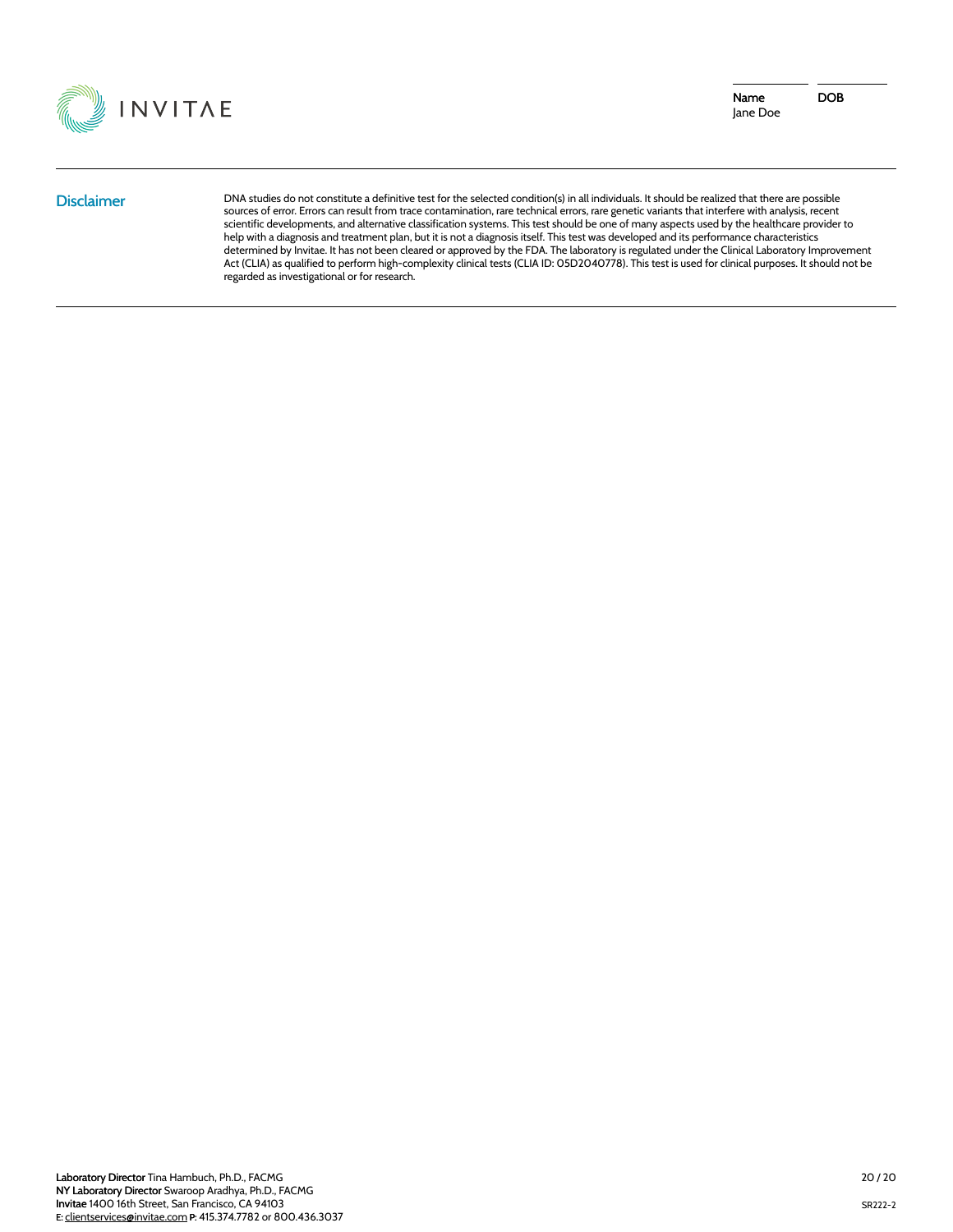## Disclaimer

DNA studies do not constitute a definitive test for the selected condition(s) in all individuals. It should be realized that there are possible sources of error. Errors can result from trace contamination, rare technical errors, rare genetic variants that interfere with analysis, recent scientific developments, and alternative classification systems. This test should be one of many aspects used by the healthcare provider to help with a diagnosis and treatment plan, but it is not a diagnosis itself. This test was developed and its performance characteristics determined by Invitae. It has not been cleared or approved by the FDA. The laboratory is regulated under the Clinical Laboratory Improvement Act (CLIA) as qualified to perform high-complexity clinical tests (CLIA ID: 05D2040778). This test is used for clinical purposes. It should not be regarded as investigational or for research.